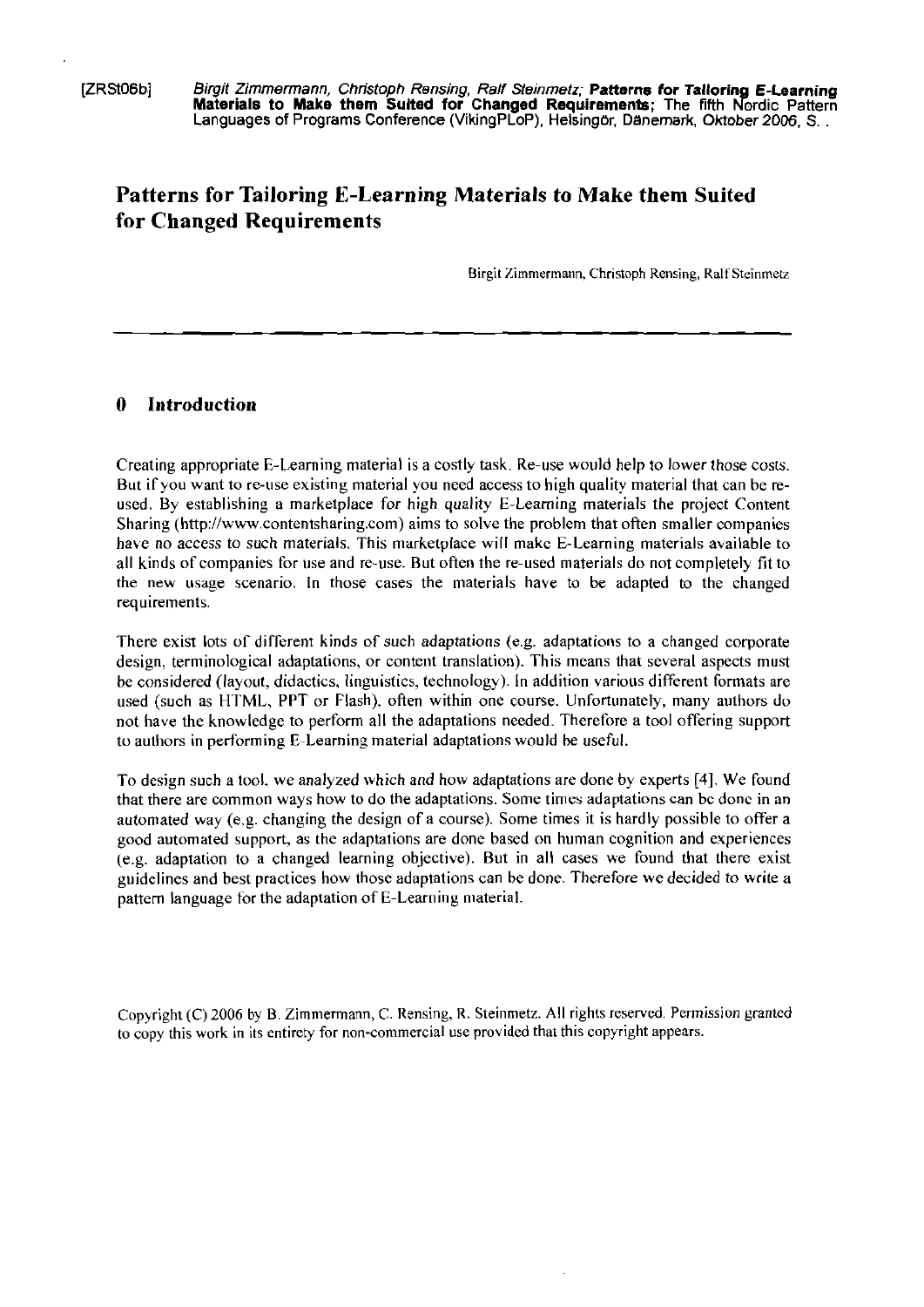[ZRSt06b] *Birgit Zimmermann, Christoph Rensing, Ralf Steinmetz;* **Patterns for Tailoring E-Learning Materials to Make them Suited for Changed Requirements;** The fifth Nordic Pattern Languages of Programs Conference (VikingPLoP), Helsingör, Dänemark, Oktober 2006, S. .

# Patterns for Tailoring E-Learning Materials to Make them Suited for Changed Requirements

Birgit Zimmermann, Christoph Rensing, Ralf Steinmetz

## 0 Introduction

Creating appropriate E-Learning material is a costly task. Re-use would help to lower those costs. But if you want to re-use existing material you need access to high quality material that can be re-used. By establishing a marketplace for high quality E-Learning materials the project Content Sharing (http://www.contentsharing.com) aims to solve the problem that often smaller companies have no access to such materials. This marketplace will make E-Learning materials available to all kinds of companies for use and re-use. But often the re-used materials do not completely fit to the new usage scenario. In those cases the materials have to be adapted to the changed requirements.

There exist lots of different kinds of such adaptations (e.g. adaptations to a changed corporate design, terminological adaptations, or content translation). This means that several aspects must be considered (layout, didactics, linguistics, technology). In addition various different formats are used (such as HTML, PPT or Flash), often within one course. Unfortunately, many authors do not have the knowledge to perform all the adaptations needed. Therefore a tool offering support to authors in performing E-Learning material adaptations would be useful.

To design such a tool, we analyzed which and how adaptations are done by experts [4]. We found that there are common ways how to do the adaptations. Some times adaptations can be done in an automated way (e.g. changing the design of a course). Some times it is hardly possible to offer a good automated support, as the adaptations are done based on human cognition and experiences (e.g. adaptation to a changed learning objective). But in all cases we found that there exist guidelines and best practices how those adaptations can be done. Therefore we decided to write a pattern language for the adaptation of E-Learning material.

Copyright (C) 2006 by B. Zimmermann, C. Rensing, R. Steinmetz. All rights reserved. Permission granted to copy this work in its entirety for non-commercial use provided that this copyright appears.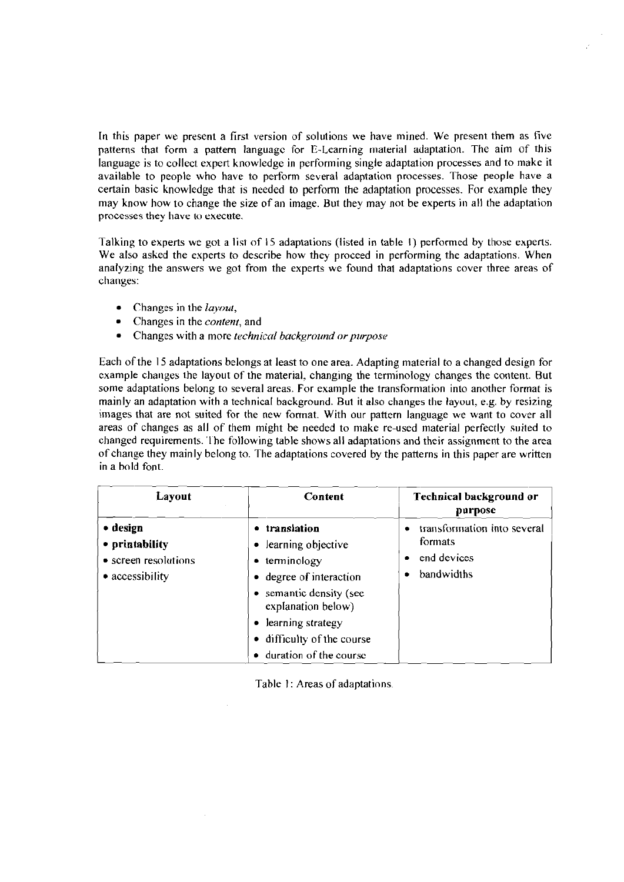In this paper we present a first version of solutions we have mined. We present them as five patterns that form a pattern language for E-Learning material adaptation. The aim of this language is to collect expert knowledge in performing single adaptation processes and to make it available to people who have to perform several adaptation processes. Those people have a certain basic knowledge that is needed to perform the adaptation processes. For example they may know how to change the size of an image. But they may not be experts in all the adaptation processes they have to execute.

Talking to experts we got a list of 15 adaptations (listed in table 1) performed by those experts. We also asked the experts to describe how they proceed in performing the adaptations. When analyzing the answers we got from the experts we found that adaptations cover three areas of changes:

- Changes in the *layout*,
- Changes in the *content*, and
- Changes with a more *technical background or purpose*

Each of the 15 adaptations belongs at least to one area. Adapting material to a changed design for example changes the layout of the material, changing the terminology changes the content. But some adaptations belong to several areas. For example the transformation into another format is mainly an adaptation with a technical background. But it also changes the layout, e.g. by resizing images that are not suited for the new format. With our pattern language we want to cover all areas of changes as all of them might be needed to make re-used material perfectly suited to changed requirements. The following table shows all adaptations and their assignment to the area of change they mainly belong to. The adaptations covered by the patterns in this paper are written in a bold font.

| Layout | Content | Technical background or purpose |
|---|---|---|
| • **design**<br>• **printability**<br>• screen resolutions<br>• accessibility | • **translation**<br>• learning objective<br>• terminology<br>• degree of interaction<br>• semantic density (see explanation below)<br>• learning strategy<br>• difficulty of the course<br>• duration of the course | • transformation into several formats<br>• end devices<br>• bandwidths |

Table 1: Areas of adaptations.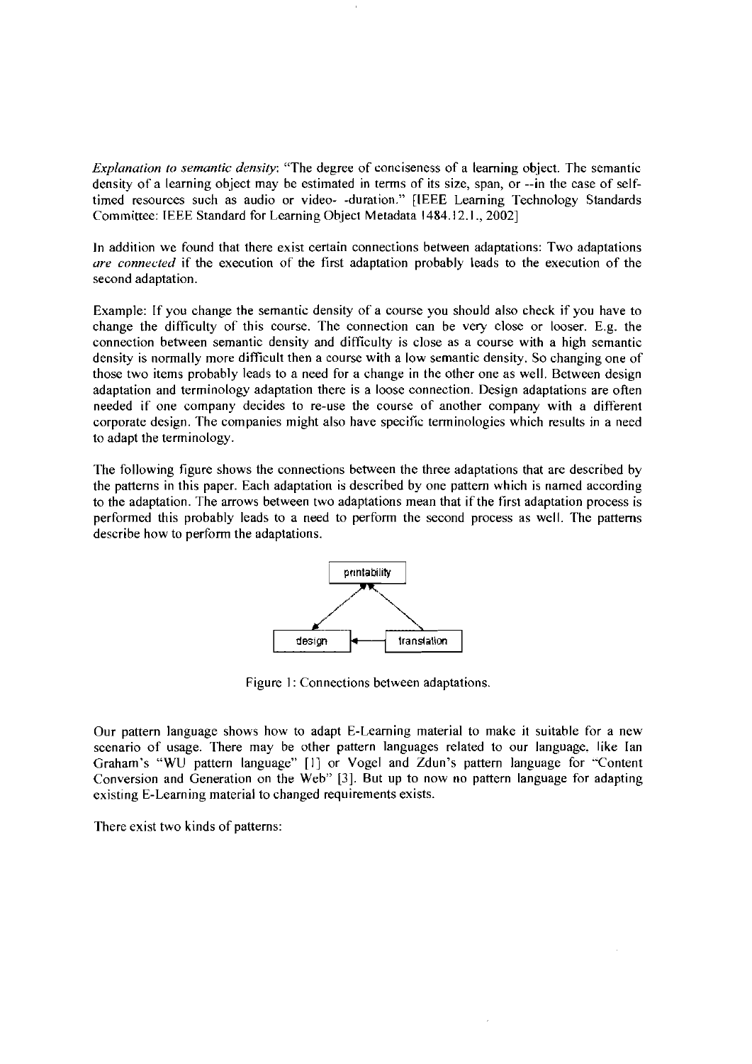*Explanation to semantic density*: "The degree of conciseness of a learning object. The semantic density of a learning object may be estimated in terms of its size, span, or --in the case of self-timed resources such as audio or video- -duration." [IEEE Learning Technology Standards Committee: IEEE Standard for Learning Object Metadata 1484.12.1., 2002]

In addition we found that there exist certain connections between adaptations: Two adaptations *are connected* if the execution of the first adaptation probably leads to the execution of the second adaptation.

Example: If you change the semantic density of a course you should also check if you have to change the difficulty of this course. The connection can be very close or looser. E.g. the connection between semantic density and difficulty is close as a course with a high semantic density is normally more difficult then a course with a low semantic density. So changing one of those two items probably leads to a need for a change in the other one as well. Between design adaptation and terminology adaptation there is a loose connection. Design adaptations are often needed if one company decides to re-use the course of another company with a different corporate design. The companies might also have specific terminologies which results in a need to adapt the terminology.

The following figure shows the connections between the three adaptations that are described by the patterns in this paper. Each adaptation is described by one pattern which is named according to the adaptation. The arrows between two adaptations mean that if the first adaptation process is performed this probably leads to a need to perform the second process as well. The patterns describe how to perform the adaptations.

Figure 1: Connections between adaptations.

Our pattern language shows how to adapt E-Learning material to make it suitable for a new scenario of usage. There may be other pattern languages related to our language, like Ian Graham's "WU pattern language" [1] or Vogel and Zdun's pattern language for "Content Conversion and Generation on the Web" [3]. But up to now no pattern language for adapting existing E-Learning material to changed requirements exists.

There exist two kinds of patterns: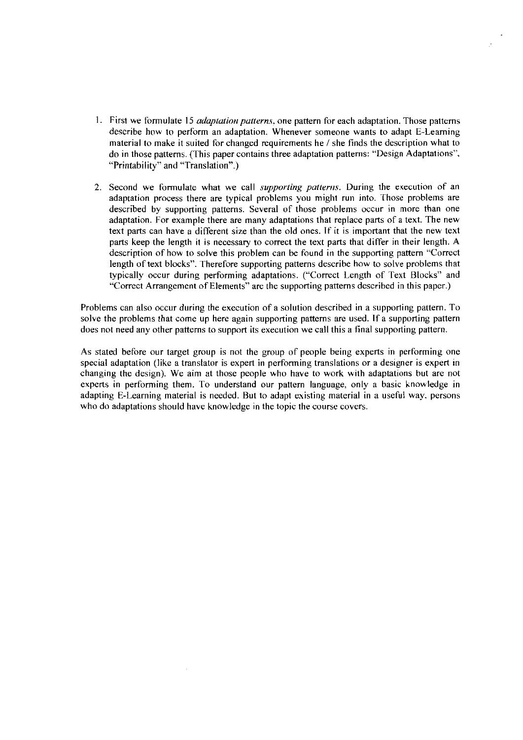1. First we formulate 15 *adaptation patterns*, one pattern for each adaptation. Those patterns describe how to perform an adaptation. Whenever someone wants to adapt E-Learning material to make it suited for changed requirements he / she finds the description what to do in those patterns. (This paper contains three adaptation patterns: "Design Adaptations", "Printability" and "Translation".)

2. Second we formulate what we call *supporting patterns*. During the execution of an adaptation process there are typical problems you might run into. Those problems are described by supporting patterns. Several of those problems occur in more than one adaptation. For example there are many adaptations that replace parts of a text. The new text parts can have a different size than the old ones. If it is important that the new text parts keep the length it is necessary to correct the text parts that differ in their length. A description of how to solve this problem can be found in the supporting pattern "Correct length of text blocks". Therefore supporting patterns describe how to solve problems that typically occur during performing adaptations. ("Correct Length of Text Blocks" and "Correct Arrangement of Elements" are the supporting patterns described in this paper.)

Problems can also occur during the execution of a solution described in a supporting pattern. To solve the problems that come up here again supporting patterns are used. If a supporting pattern does not need any other patterns to support its execution we call this a final supporting pattern.

As stated before our target group is not the group of people being experts in performing one special adaptation (like a translator is expert in performing translations or a designer is expert in changing the design). We aim at those people who have to work with adaptations but are not experts in performing them. To understand our pattern language, only a basic knowledge in adapting E-Learning material is needed. But to adapt existing material in a useful way, persons who do adaptations should have knowledge in the topic the course covers.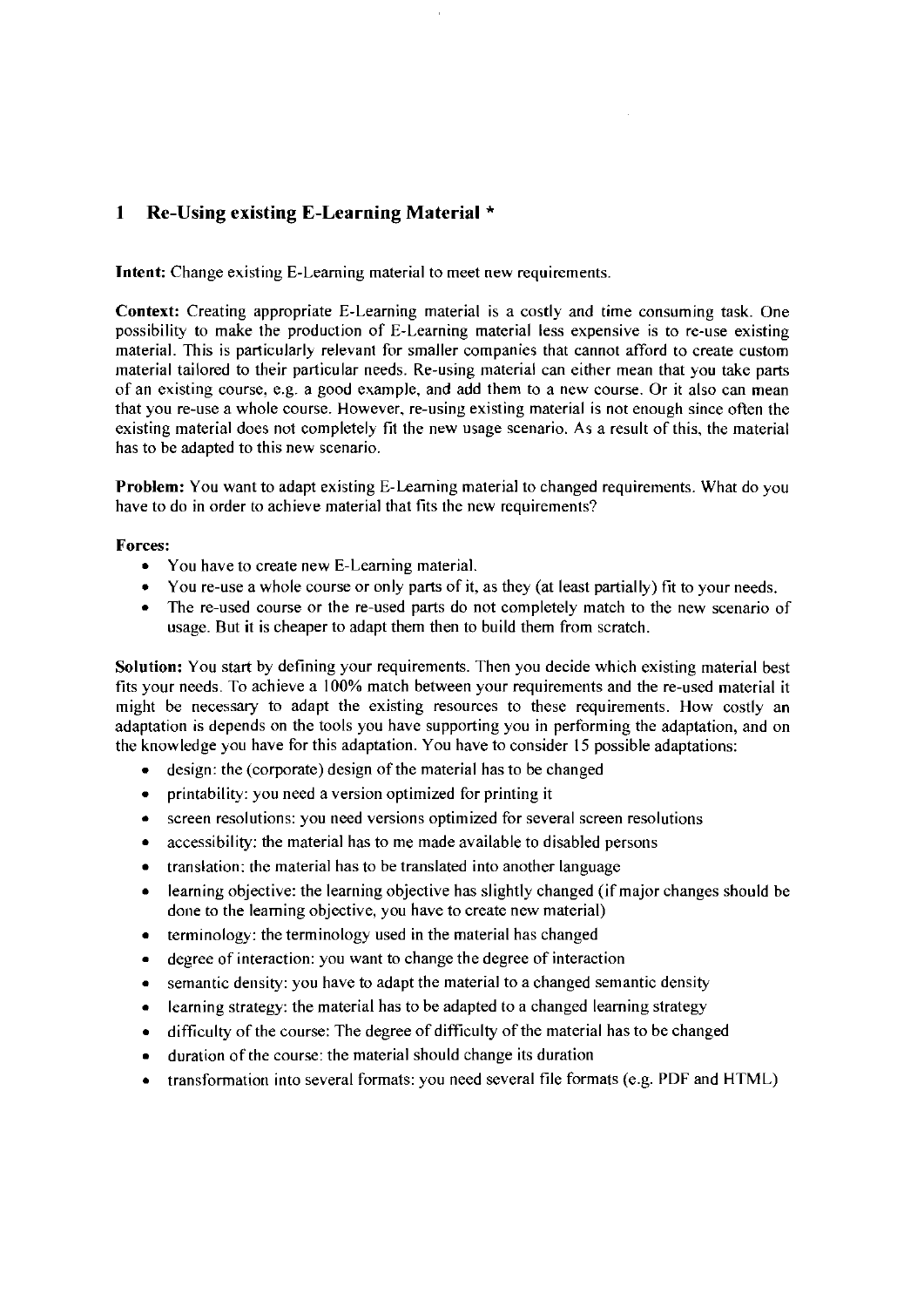## 1 Re-Using existing E-Learning Material *

**Intent:** Change existing E-Learning material to meet new requirements.

**Context:** Creating appropriate E-Learning material is a costly and time consuming task. One possibility to make the production of E-Learning material less expensive is to re-use existing material. This is particularly relevant for smaller companies that cannot afford to create custom material tailored to their particular needs. Re-using material can either mean that you take parts of an existing course, e.g. a good example, and add them to a new course. Or it also can mean that you re-use a whole course. However, re-using existing material is not enough since often the existing material does not completely fit the new usage scenario. As a result of this, the material has to be adapted to this new scenario.

**Problem:** You want to adapt existing E-Learning material to changed requirements. What do you have to do in order to achieve material that fits the new requirements?

**Forces:**

- You have to create new E-Learning material.
- You re-use a whole course or only parts of it, as they (at least partially) fit to your needs.
- The re-used course or the re-used parts do not completely match to the new scenario of usage. But it is cheaper to adapt them then to build them from scratch.

**Solution:** You start by defining your requirements. Then you decide which existing material best fits your needs. To achieve a 100% match between your requirements and the re-used material it might be necessary to adapt the existing resources to these requirements. How costly an adaptation is depends on the tools you have supporting you in performing the adaptation, and on the knowledge you have for this adaptation. You have to consider 15 possible adaptations:

- design: the (corporate) design of the material has to be changed
- printability: you need a version optimized for printing it
- screen resolutions: you need versions optimized for several screen resolutions
- accessibility: the material has to me made available to disabled persons
- translation: the material has to be translated into another language
- learning objective: the learning objective has slightly changed (if major changes should be done to the learning objective, you have to create new material)
- terminology: the terminology used in the material has changed
- degree of interaction: you want to change the degree of interaction
- semantic density: you have to adapt the material to a changed semantic density
- learning strategy: the material has to be adapted to a changed learning strategy
- difficulty of the course: The degree of difficulty of the material has to be changed
- duration of the course: the material should change its duration
- transformation into several formats: you need several file formats (e.g. PDF and HTML)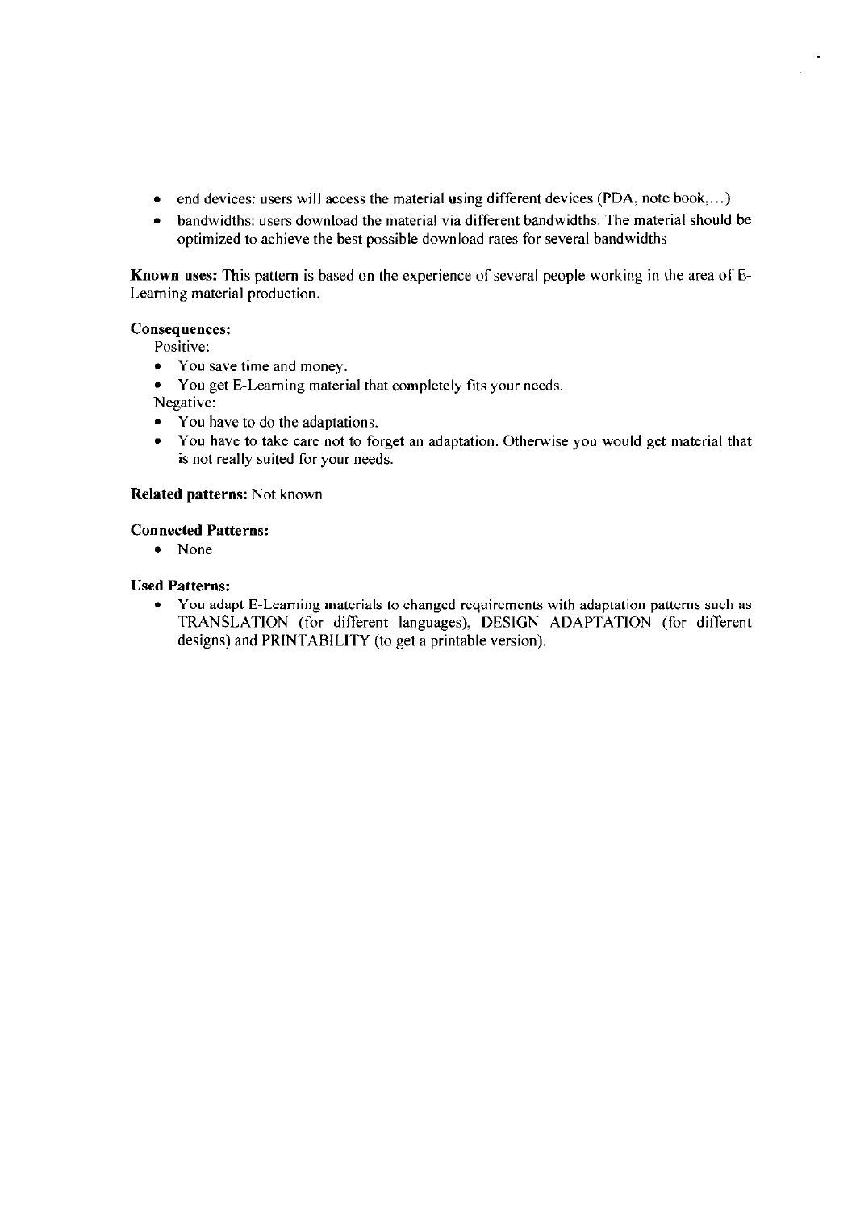- end devices: users will access the material using different devices (PDA, note book,…)
- bandwidths: users download the material via different bandwidths. The material should be optimized to achieve the best possible download rates for several bandwidths

**Known uses:** This pattern is based on the experience of several people working in the area of E-Learning material production.

**Consequences:**

Positive:

- You save time and money.
- You get E-Learning material that completely fits your needs.

Negative:

- You have to do the adaptations.
- You have to take care not to forget an adaptation. Otherwise you would get material that is not really suited for your needs.

**Related patterns:** Not known

**Connected Patterns:**

- None

**Used Patterns:**

- You adapt E-Learning materials to changed requirements with adaptation patterns such as TRANSLATION (for different languages), DESIGN ADAPTATION (for different designs) and PRINTABILITY (to get a printable version).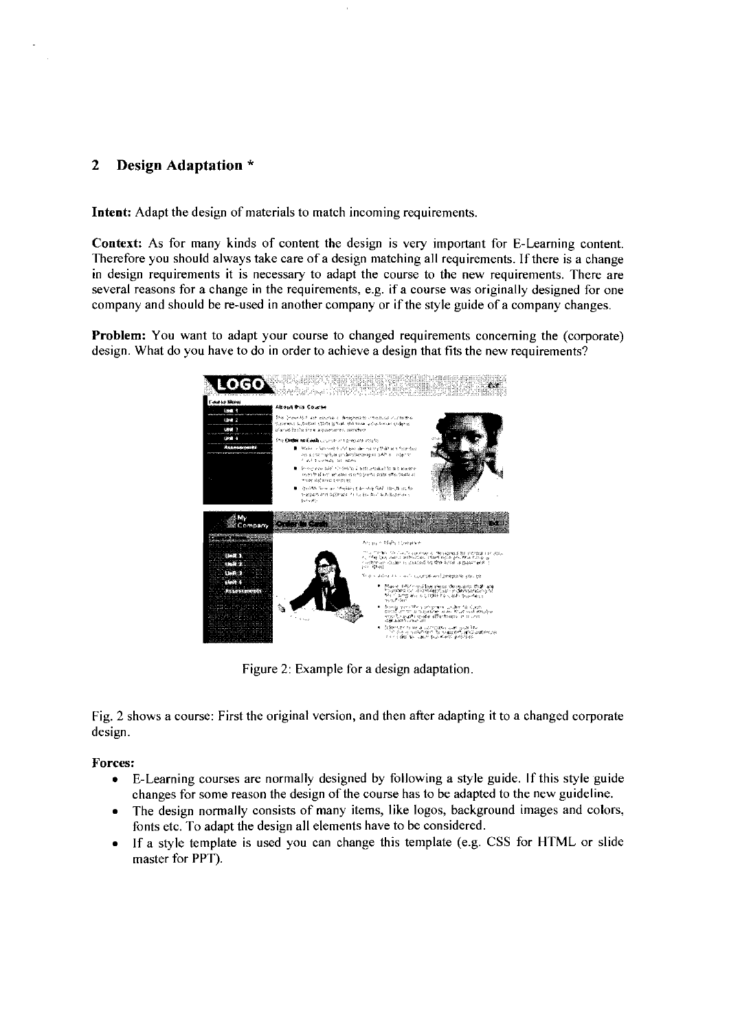## 2 Design Adaptation *

**Intent:** Adapt the design of materials to match incoming requirements.

**Context:** As for many kinds of content the design is very important for E-Learning content. Therefore you should always take care of a design matching all requirements. If there is a change in design requirements it is necessary to adapt the course to the new requirements. There are several reasons for a change in the requirements, e.g. if a course was originally designed for one company and should be re-used in another company or if the style guide of a company changes.

**Problem:** You want to adapt your course to changed requirements concerning the (corporate) design. What do you have to do in order to achieve a design that fits the new requirements?

Figure 2: Example for a design adaptation.

Fig. 2 shows a course: First the original version, and then after adapting it to a changed corporate design.

**Forces:**

- E-Learning courses are normally designed by following a style guide. If this style guide changes for some reason the design of the course has to be adapted to the new guideline.
- The design normally consists of many items, like logos, background images and colors, fonts etc. To adapt the design all elements have to be considered.
- If a style template is used you can change this template (e.g. CSS for HTML or slide master for PPT).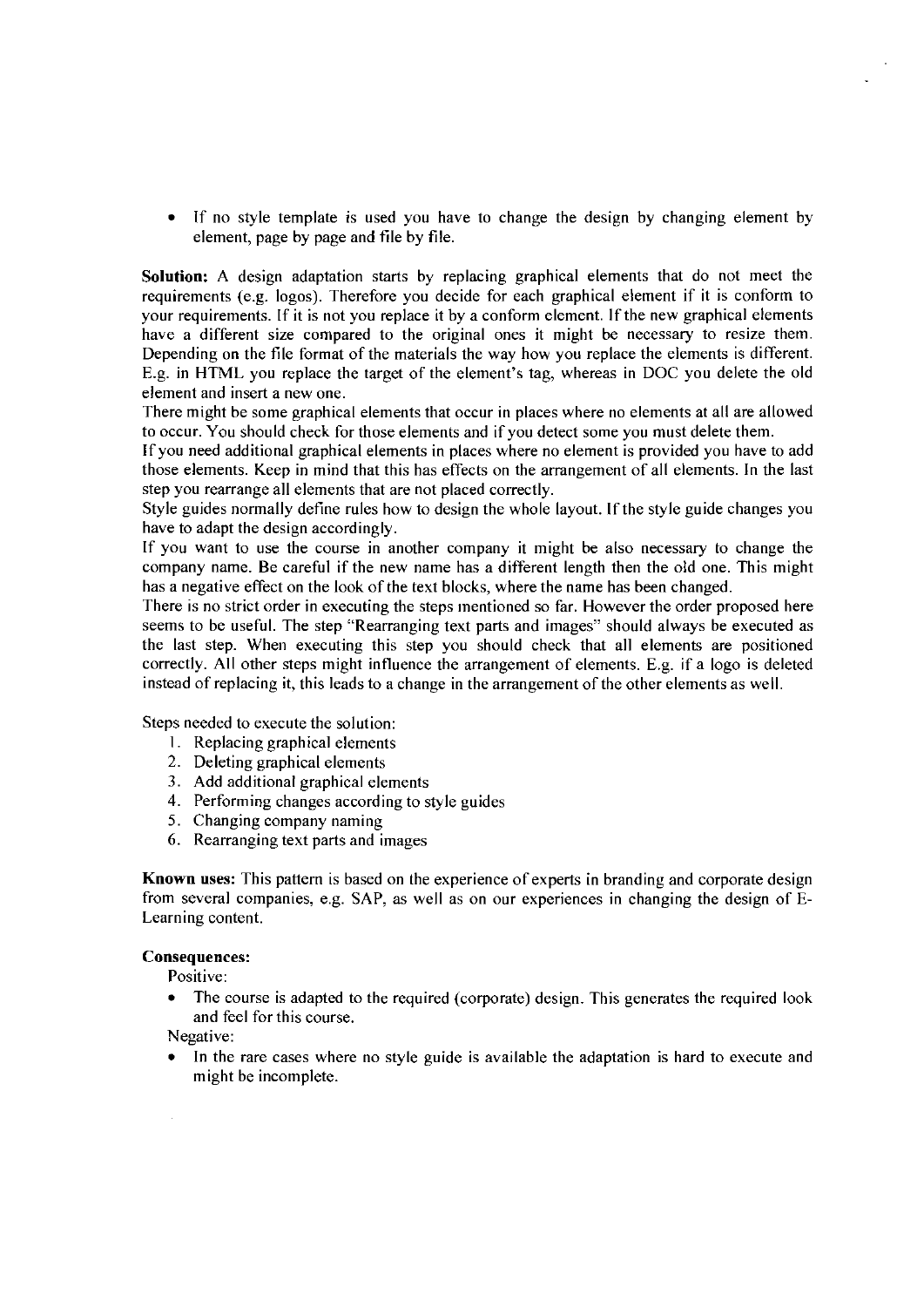- If no style template is used you have to change the design by changing element by element, page by page and file by file.

**Solution:** A design adaptation starts by replacing graphical elements that do not meet the requirements (e.g. logos). Therefore you decide for each graphical element if it is conform to your requirements. If it is not you replace it by a conform element. If the new graphical elements have a different size compared to the original ones it might be necessary to resize them. Depending on the file format of the materials the way how you replace the elements is different. E.g. in HTML you replace the target of the element's tag, whereas in DOC you delete the old element and insert a new one.
There might be some graphical elements that occur in places where no elements at all are allowed to occur. You should check for those elements and if you detect some you must delete them.
If you need additional graphical elements in places where no element is provided you have to add those elements. Keep in mind that this has effects on the arrangement of all elements. In the last step you rearrange all elements that are not placed correctly.
Style guides normally define rules how to design the whole layout. If the style guide changes you have to adapt the design accordingly.
If you want to use the course in another company it might be also necessary to change the company name. Be careful if the new name has a different length then the old one. This might has a negative effect on the look of the text blocks, where the name has been changed.
There is no strict order in executing the steps mentioned so far. However the order proposed here seems to be useful. The step "Rearranging text parts and images" should always be executed as the last step. When executing this step you should check that all elements are positioned correctly. All other steps might influence the arrangement of elements. E.g. if a logo is deleted instead of replacing it, this leads to a change in the arrangement of the other elements as well.

Steps needed to execute the solution:

1. Replacing graphical elements
2. Deleting graphical elements
3. Add additional graphical elements
4. Performing changes according to style guides
5. Changing company naming
6. Rearranging text parts and images

**Known uses:** This pattern is based on the experience of experts in branding and corporate design from several companies, e.g. SAP, as well as on our experiences in changing the design of E-Learning content.

**Consequences:**

Positive:

- The course is adapted to the required (corporate) design. This generates the required look and feel for this course.

Negative:

- In the rare cases where no style guide is available the adaptation is hard to execute and might be incomplete.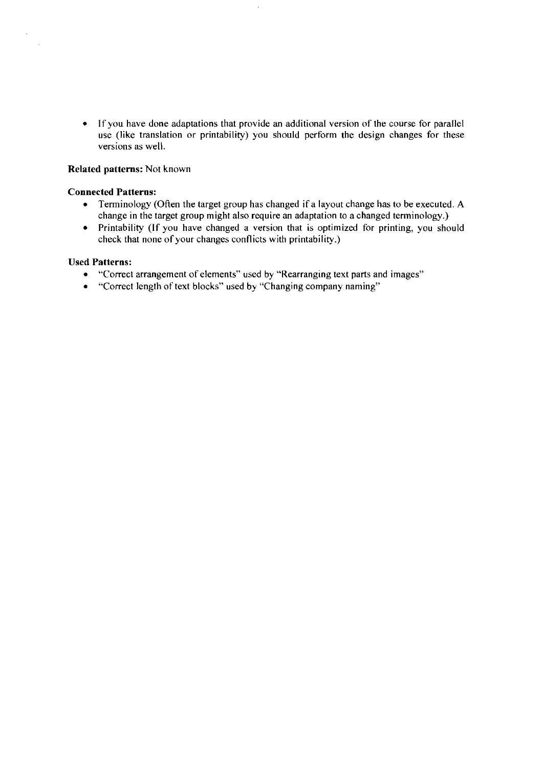- If you have done adaptations that provide an additional version of the course for parallel use (like translation or printability) you should perform the design changes for these versions as well.

**Related patterns:** Not known

**Connected Patterns:**

- Terminology (Often the target group has changed if a layout change has to be executed. A change in the target group might also require an adaptation to a changed terminology.)
- Printability (If you have changed a version that is optimized for printing, you should check that none of your changes conflicts with printability.)

**Used Patterns:**

- "Correct arrangement of elements" used by "Rearranging text parts and images"
- "Correct length of text blocks" used by "Changing company naming"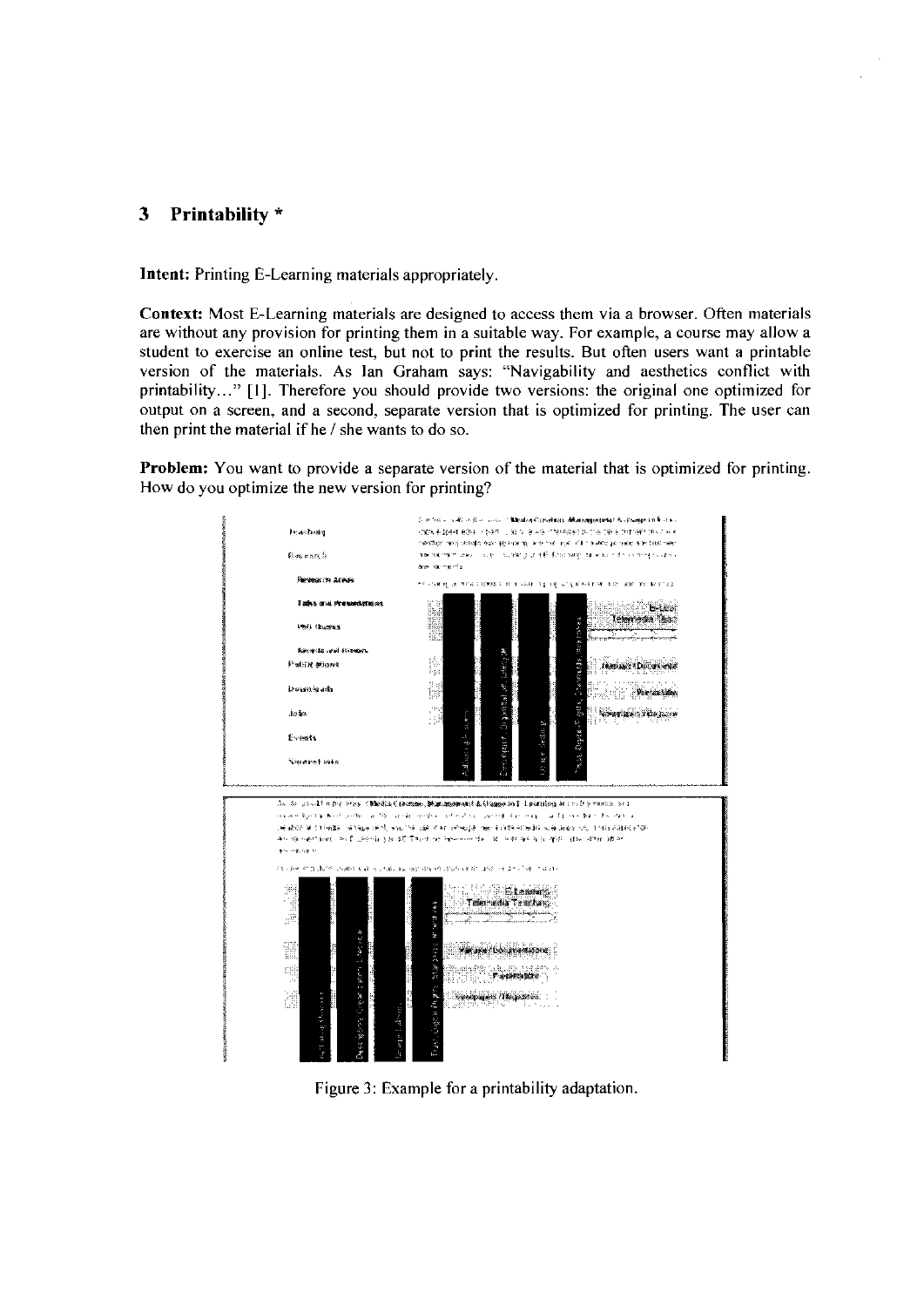## 3 Printability *

**Intent:** Printing E-Learning materials appropriately.

**Context:** Most E-Learning materials are designed to access them via a browser. Often materials are without any provision for printing them in a suitable way. For example, a course may allow a student to exercise an online test, but not to print the results. But often users want a printable version of the materials. As Ian Graham says: "Navigability and aesthetics conflict with printability..." [1]. Therefore you should provide two versions: the original one optimized for output on a screen, and a second, separate version that is optimized for printing. The user can then print the material if he / she wants to do so.

**Problem:** You want to provide a separate version of the material that is optimized for printing. How do you optimize the new version for printing?

Figure 3: Example for a printability adaptation.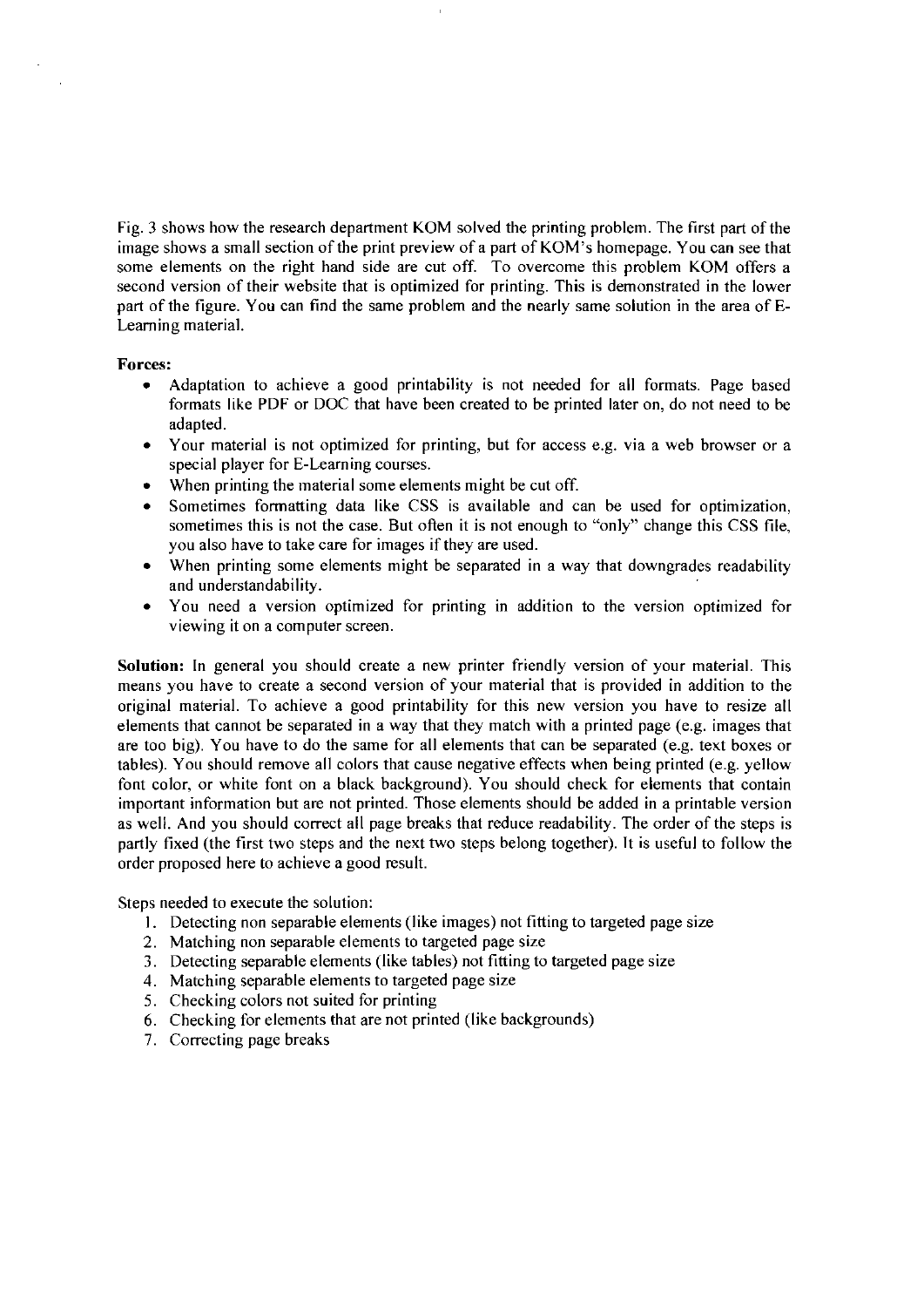Fig. 3 shows how the research department KOM solved the printing problem. The first part of the image shows a small section of the print preview of a part of KOM's homepage. You can see that some elements on the right hand side are cut off. To overcome this problem KOM offers a second version of their website that is optimized for printing. This is demonstrated in the lower part of the figure. You can find the same problem and the nearly same solution in the area of E-Learning material.

**Forces:**

- Adaptation to achieve a good printability is not needed for all formats. Page based formats like PDF or DOC that have been created to be printed later on, do not need to be adapted.
- Your material is not optimized for printing, but for access e.g. via a web browser or a special player for E-Learning courses.
- When printing the material some elements might be cut off.
- Sometimes formatting data like CSS is available and can be used for optimization, sometimes this is not the case. But often it is not enough to "only" change this CSS file, you also have to take care for images if they are used.
- When printing some elements might be separated in a way that downgrades readability and understandability.
- You need a version optimized for printing in addition to the version optimized for viewing it on a computer screen.

**Solution:** In general you should create a new printer friendly version of your material. This means you have to create a second version of your material that is provided in addition to the original material. To achieve a good printability for this new version you have to resize all elements that cannot be separated in a way that they match with a printed page (e.g. images that are too big). You have to do the same for all elements that can be separated (e.g. text boxes or tables). You should remove all colors that cause negative effects when being printed (e.g. yellow font color, or white font on a black background). You should check for elements that contain important information but are not printed. Those elements should be added in a printable version as well. And you should correct all page breaks that reduce readability. The order of the steps is partly fixed (the first two steps and the next two steps belong together). It is useful to follow the order proposed here to achieve a good result.

Steps needed to execute the solution:

1. Detecting non separable elements (like images) not fitting to targeted page size
2. Matching non separable elements to targeted page size
3. Detecting separable elements (like tables) not fitting to targeted page size
4. Matching separable elements to targeted page size
5. Checking colors not suited for printing
6. Checking for elements that are not printed (like backgrounds)
7. Correcting page breaks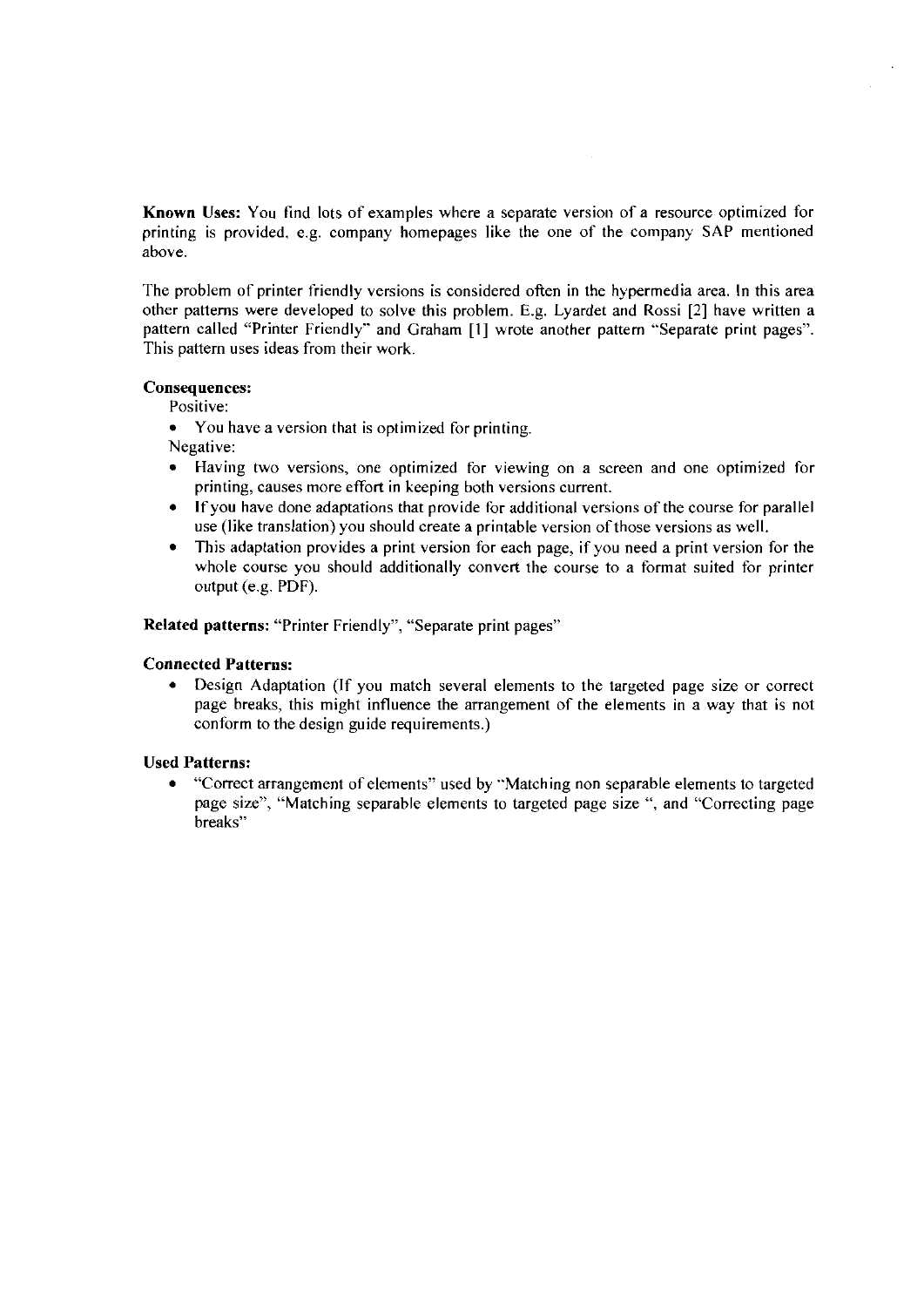**Known Uses:** You find lots of examples where a separate version of a resource optimized for printing is provided, e.g. company homepages like the one of the company SAP mentioned above.

The problem of printer friendly versions is considered often in the hypermedia area. In this area other patterns were developed to solve this problem. E.g. Lyardet and Rossi [2] have written a pattern called "Printer Friendly" and Graham [1] wrote another pattern "Separate print pages". This pattern uses ideas from their work.

**Consequences:**

Positive:

- You have a version that is optimized for printing.

Negative:

- Having two versions, one optimized for viewing on a screen and one optimized for printing, causes more effort in keeping both versions current.
- If you have done adaptations that provide for additional versions of the course for parallel use (like translation) you should create a printable version of those versions as well.
- This adaptation provides a print version for each page, if you need a print version for the whole course you should additionally convert the course to a format suited for printer output (e.g. PDF).

**Related patterns:** "Printer Friendly", "Separate print pages"

**Connected Patterns:**

- Design Adaptation (If you match several elements to the targeted page size or correct page breaks, this might influence the arrangement of the elements in a way that is not conform to the design guide requirements.)

**Used Patterns:**

- "Correct arrangement of elements" used by "Matching non separable elements to targeted page size", "Matching separable elements to targeted page size ", and "Correcting page breaks"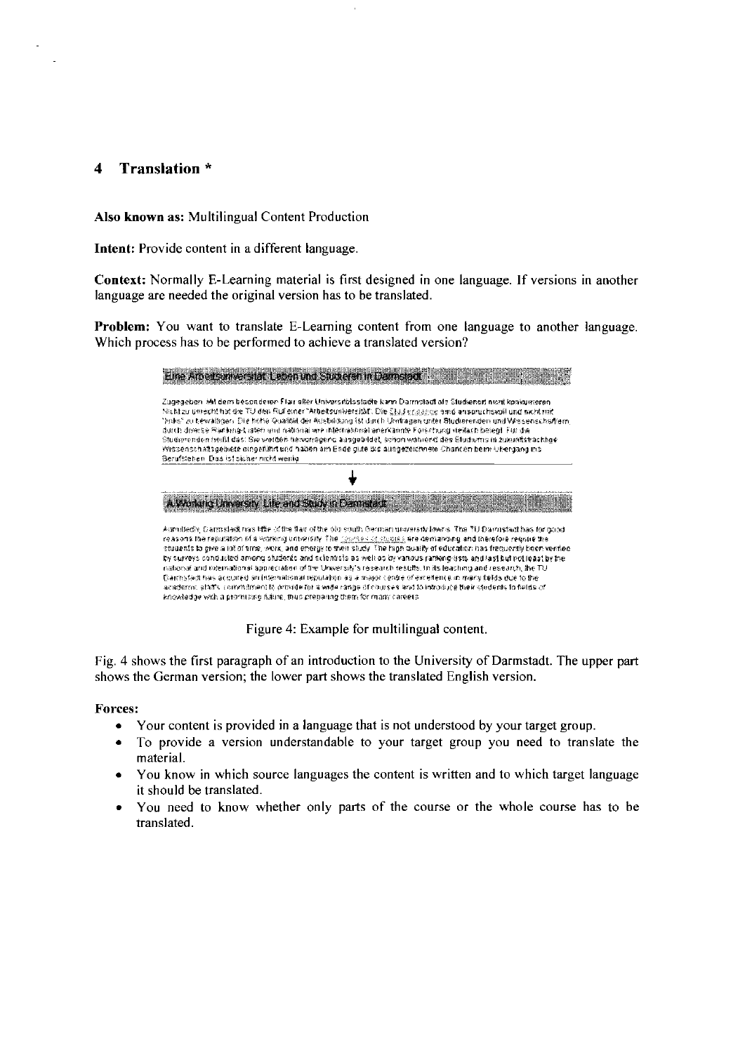## 4 Translation *

**Also known as:** Multilingual Content Production

**Intent:** Provide content in a different language.

**Context:** Normally E-Learning material is first designed in one language. If versions in another language are needed the original version has to be translated.

**Problem:** You want to translate E-Learning content from one language to another language. Which process has to be performed to achieve a translated version?

Figure 4: Example for multilingual content.

Fig. 4 shows the first paragraph of an introduction to the University of Darmstadt. The upper part shows the German version; the lower part shows the translated English version.

**Forces:**

- Your content is provided in a language that is not understood by your target group.
- To provide a version understandable to your target group you need to translate the material.
- You know in which source languages the content is written and to which target language it should be translated.
- You need to know whether only parts of the course or the whole course has to be translated.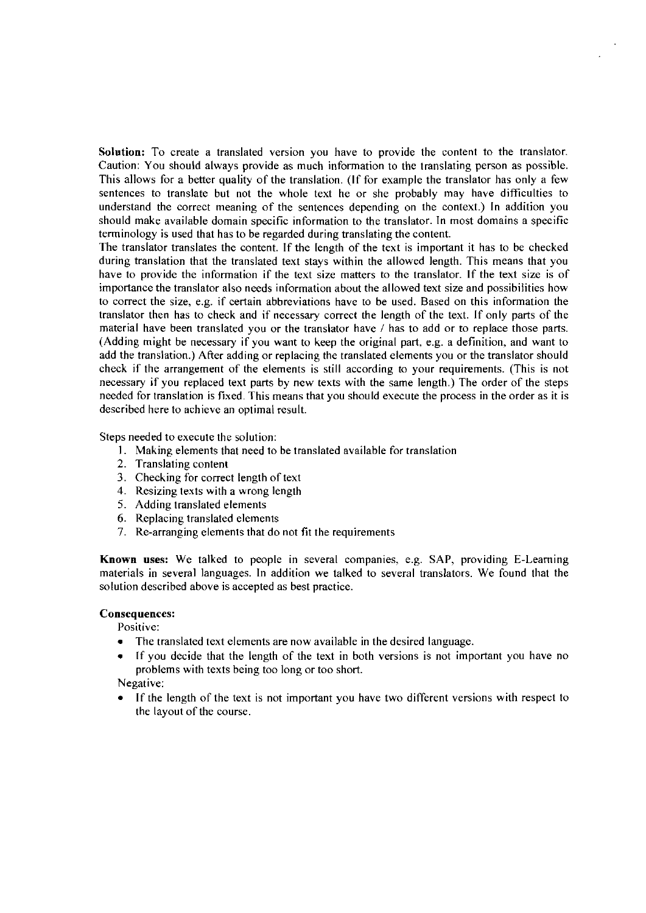**Solution:** To create a translated version you have to provide the content to the translator. Caution: You should always provide as much information to the translating person as possible. This allows for a better quality of the translation. (If for example the translator has only a few sentences to translate but not the whole text he or she probably may have difficulties to understand the correct meaning of the sentences depending on the context.) In addition you should make available domain specific information to the translator. In most domains a specific terminology is used that has to be regarded during translating the content.

The translator translates the content. If the length of the text is important it has to be checked during translation that the translated text stays within the allowed length. This means that you have to provide the information if the text size matters to the translator. If the text size is of importance the translator also needs information about the allowed text size and possibilities how to correct the size, e.g. if certain abbreviations have to be used. Based on this information the translator then has to check and if necessary correct the length of the text. If only parts of the material have been translated you or the translator have / has to add or to replace those parts. (Adding might be necessary if you want to keep the original part, e.g. a definition, and want to add the translation.) After adding or replacing the translated elements you or the translator should check if the arrangement of the elements is still according to your requirements. (This is not necessary if you replaced text parts by new texts with the same length.) The order of the steps needed for translation is fixed. This means that you should execute the process in the order as it is described here to achieve an optimal result.

Steps needed to execute the solution:

1. Making elements that need to be translated available for translation
2. Translating content
3. Checking for correct length of text
4. Resizing texts with a wrong length
5. Adding translated elements
6. Replacing translated elements
7. Re-arranging elements that do not fit the requirements

**Known uses:** We talked to people in several companies, e.g. SAP, providing E-Learning materials in several languages. In addition we talked to several translators. We found that the solution described above is accepted as best practice.

**Consequences:**

Positive:

- The translated text elements are now available in the desired language.
- If you decide that the length of the text in both versions is not important you have no problems with texts being too long or too short.

Negative:

- If the length of the text is not important you have two different versions with respect to the layout of the course.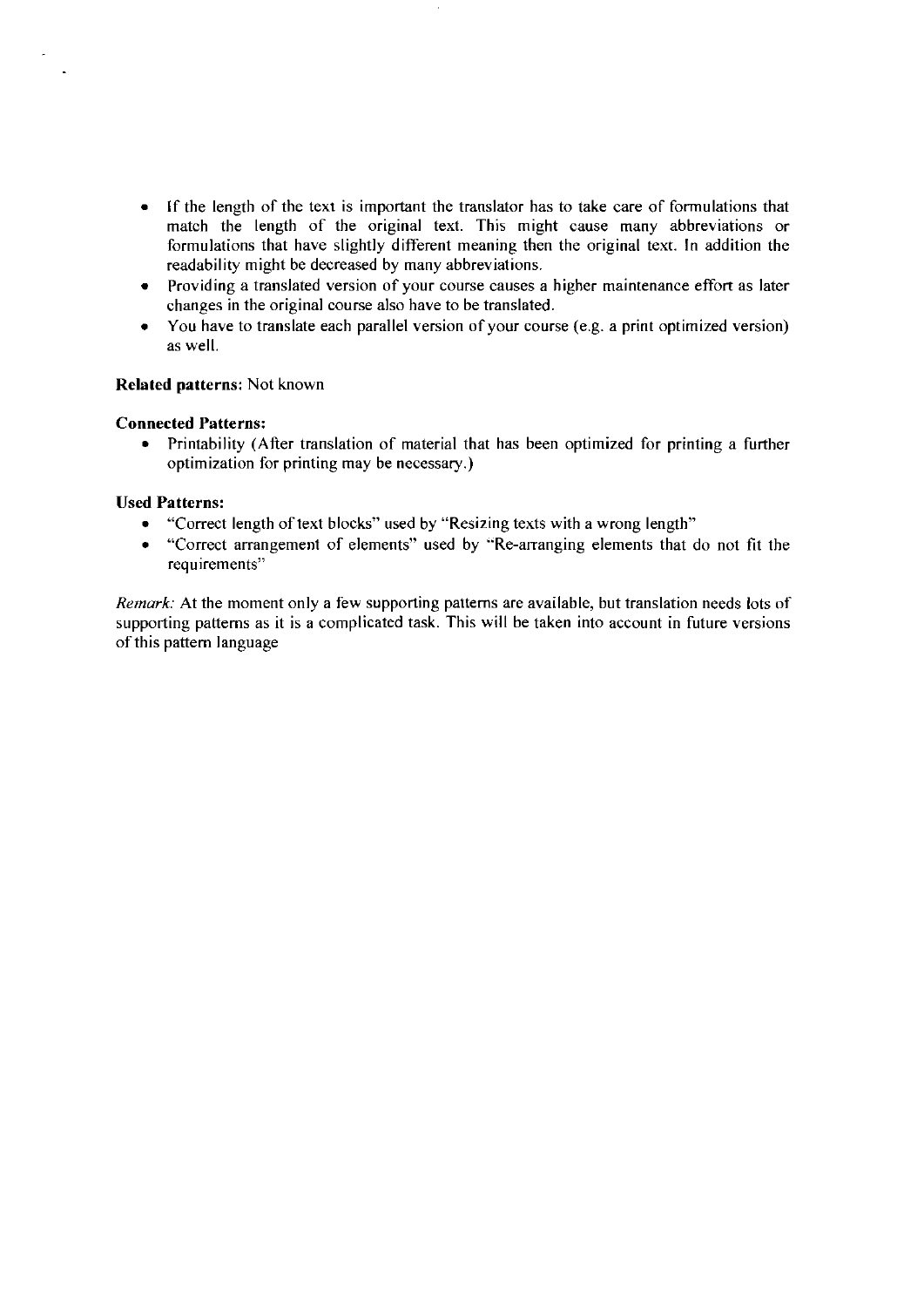- If the length of the text is important the translator has to take care of formulations that match the length of the original text. This might cause many abbreviations or formulations that have slightly different meaning then the original text. In addition the readability might be decreased by many abbreviations.
- Providing a translated version of your course causes a higher maintenance effort as later changes in the original course also have to be translated.
- You have to translate each parallel version of your course (e.g. a print optimized version) as well.

**Related patterns:** Not known

**Connected Patterns:**

- Printability (After translation of material that has been optimized for printing a further optimization for printing may be necessary.)

**Used Patterns:**

- "Correct length of text blocks" used by "Resizing texts with a wrong length"
- "Correct arrangement of elements" used by "Re-arranging elements that do not fit the requirements"

*Remark:* At the moment only a few supporting patterns are available, but translation needs lots of supporting patterns as it is a complicated task. This will be taken into account in future versions of this pattern language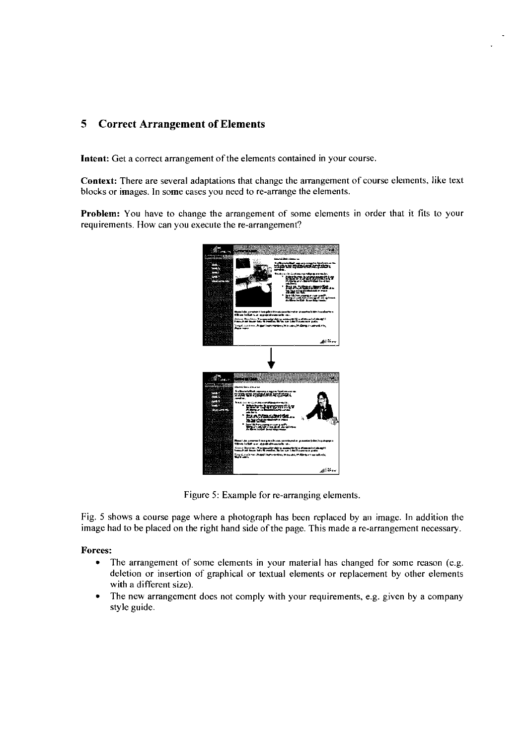## 5 Correct Arrangement of Elements

**Intent:** Get a correct arrangement of the elements contained in your course.

**Context:** There are several adaptations that change the arrangement of course elements, like text blocks or images. In some cases you need to re-arrange the elements.

**Problem:** You have to change the arrangement of some elements in order that it fits to your requirements. How can you execute the re-arrangement?

Figure 5: Example for re-arranging elements.

Fig. 5 shows a course page where a photograph has been replaced by an image. In addition the image had to be placed on the right hand side of the page. This made a re-arrangement necessary.

**Forces:**

- The arrangement of some elements in your material has changed for some reason (e.g. deletion or insertion of graphical or textual elements or replacement by other elements with a different size).
- The new arrangement does not comply with your requirements, e.g. given by a company style guide.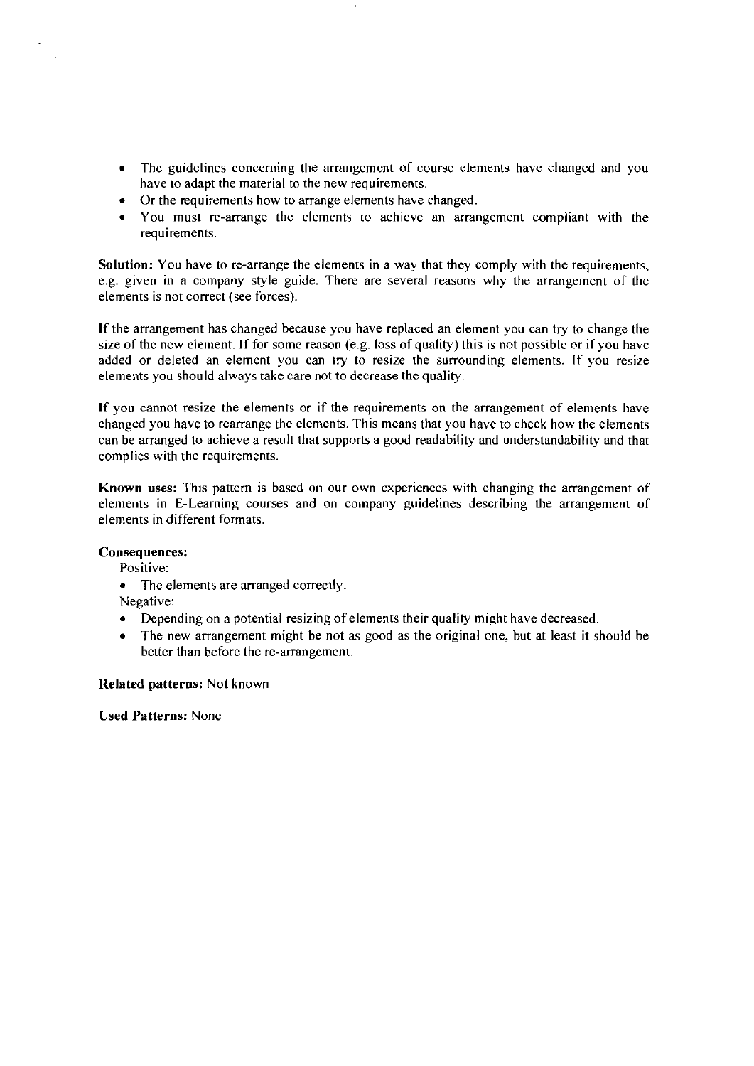- The guidelines concerning the arrangement of course elements have changed and you have to adapt the material to the new requirements.
- Or the requirements how to arrange elements have changed.
- You must re-arrange the elements to achieve an arrangement compliant with the requirements.

**Solution:** You have to re-arrange the elements in a way that they comply with the requirements, e.g. given in a company style guide. There are several reasons why the arrangement of the elements is not correct (see forces).

If the arrangement has changed because you have replaced an element you can try to change the size of the new element. If for some reason (e.g. loss of quality) this is not possible or if you have added or deleted an element you can try to resize the surrounding elements. If you resize elements you should always take care not to decrease the quality.

If you cannot resize the elements or if the requirements on the arrangement of elements have changed you have to rearrange the elements. This means that you have to check how the elements can be arranged to achieve a result that supports a good readability and understandability and that complies with the requirements.

**Known uses:** This pattern is based on our own experiences with changing the arrangement of elements in E-Learning courses and on company guidelines describing the arrangement of elements in different formats.

**Consequences:**

Positive:

- The elements are arranged correctly.

Negative:

- Depending on a potential resizing of elements their quality might have decreased.
- The new arrangement might be not as good as the original one, but at least it should be better than before the re-arrangement.

**Related patterns:** Not known

**Used Patterns:** None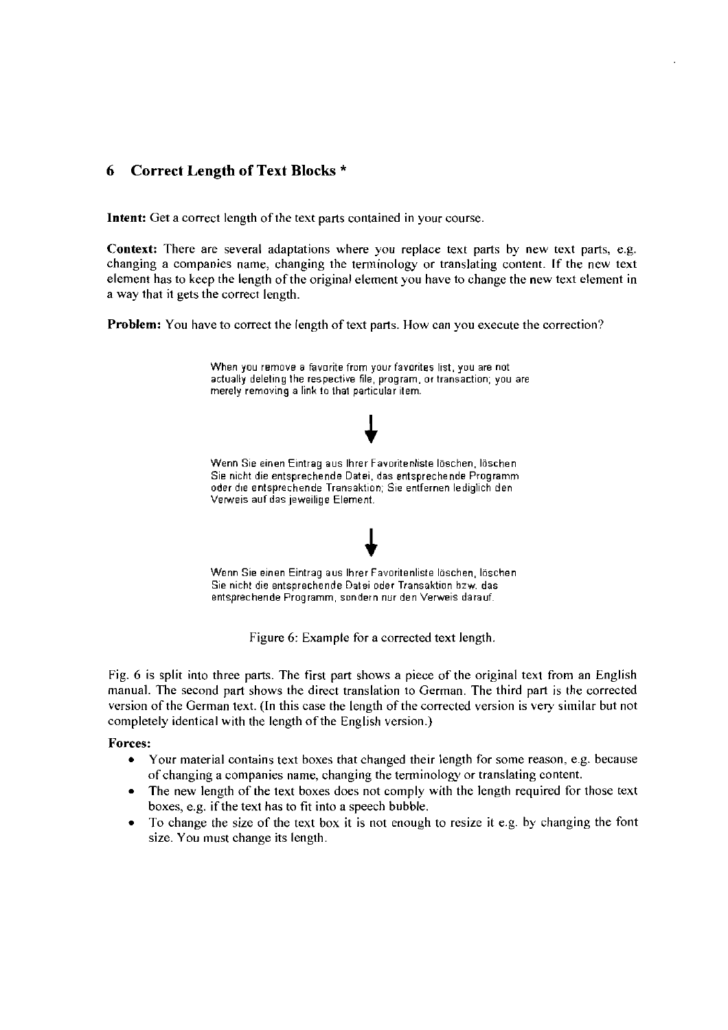## 6 Correct Length of Text Blocks *

**Intent:** Get a correct length of the text parts contained in your course.

**Context:** There are several adaptations where you replace text parts by new text parts, e.g. changing a companies name, changing the terminology or translating content. If the new text element has to keep the length of the original element you have to change the new text element in a way that it gets the correct length.

**Problem:** You have to correct the length of text parts. How can you execute the correction?

When you remove a favorite from your favorites list, you are not actually deleting the respective file, program, or transaction; you are merely removing a link to that particular item.

↓

Wenn Sie einen Eintrag aus Ihrer Favoritenliste löschen, löschen Sie nicht die entsprechende Datei, das entsprechende Programm oder die entsprechende Transaktion; Sie entfernen lediglich den Verweis auf das jeweilige Element.

↓

Wenn Sie einen Eintrag aus Ihrer Favoritenliste löschen, löschen Sie nicht die entsprechende Datei oder Transaktion bzw. das entsprechende Programm, sondern nur den Verweis darauf.

Figure 6: Example for a corrected text length.

Fig. 6 is split into three parts. The first part shows a piece of the original text from an English manual. The second part shows the direct translation to German. The third part is the corrected version of the German text. (In this case the length of the corrected version is very similar but not completely identical with the length of the English version.)

**Forces:**

- Your material contains text boxes that changed their length for some reason, e.g. because of changing a companies name, changing the terminology or translating content.
- The new length of the text boxes does not comply with the length required for those text boxes, e.g. if the text has to fit into a speech bubble.
- To change the size of the text box it is not enough to resize it e.g. by changing the font size. You must change its length.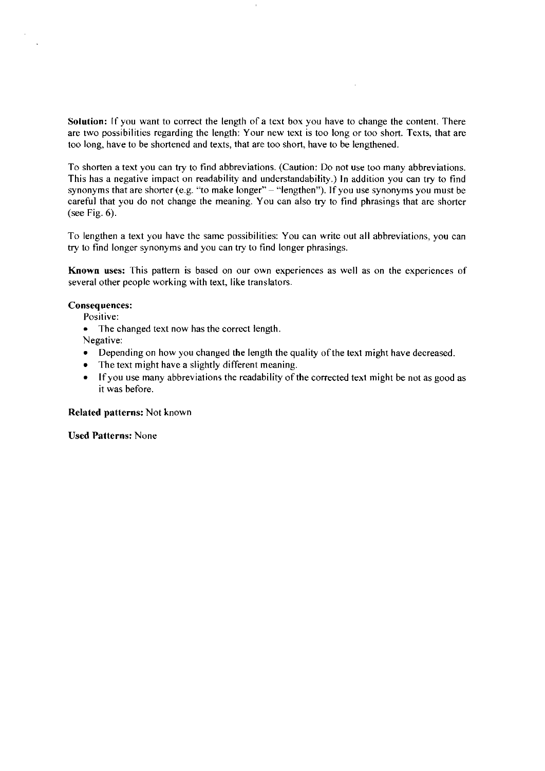**Solution:** If you want to correct the length of a text box you have to change the content. There are two possibilities regarding the length: Your new text is too long or too short. Texts, that are too long, have to be shortened and texts, that are too short, have to be lengthened.

To shorten a text you can try to find abbreviations. (Caution: Do not use too many abbreviations. This has a negative impact on readability and understandability.) In addition you can try to find synonyms that are shorter (e.g. "to make longer" – "lengthen"). If you use synonyms you must be careful that you do not change the meaning. You can also try to find phrasings that are shorter (see Fig. 6).

To lengthen a text you have the same possibilities: You can write out all abbreviations, you can try to find longer synonyms and you can try to find longer phrasings.

**Known uses:** This pattern is based on our own experiences as well as on the experiences of several other people working with text, like translators.

**Consequences:**

Positive:

- The changed text now has the correct length.

Negative:

- Depending on how you changed the length the quality of the text might have decreased.
- The text might have a slightly different meaning.
- If you use many abbreviations the readability of the corrected text might be not as good as it was before.

**Related patterns:** Not known

**Used Patterns:** None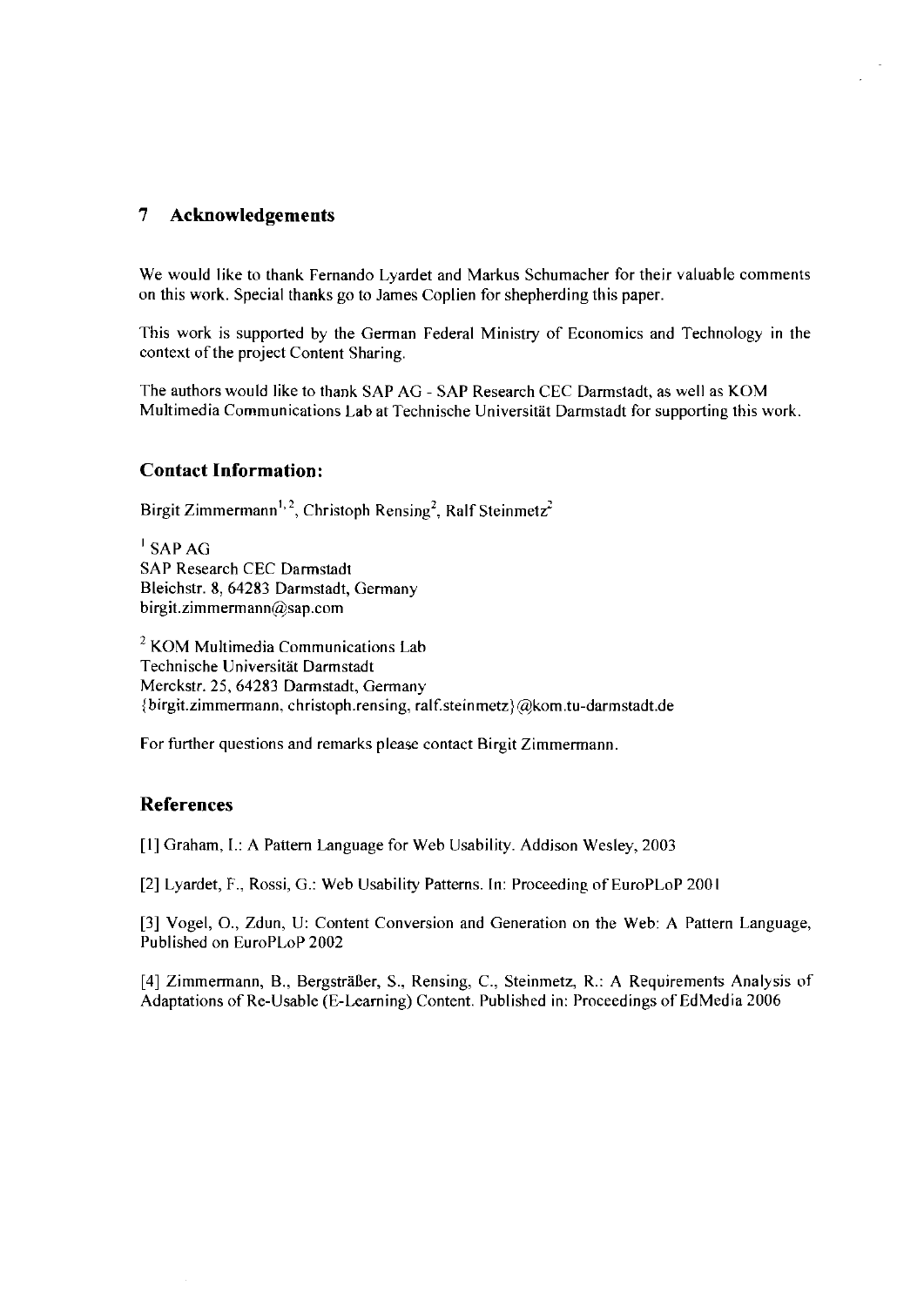## 7 Acknowledgements

We would like to thank Fernando Lyardet and Markus Schumacher for their valuable comments on this work. Special thanks go to James Coplien for shepherding this paper.

This work is supported by the German Federal Ministry of Economics and Technology in the context of the project Content Sharing.

The authors would like to thank SAP AG - SAP Research CEC Darmstadt, as well as KOM Multimedia Communications Lab at Technische Universität Darmstadt for supporting this work.

### Contact Information:

Birgit Zimmermann[1, 2], Christoph Rensing[2], Ralf Steinmetz[2]

[1] SAP AG
SAP Research CEC Darmstadt
Bleichstr. 8, 64283 Darmstadt, Germany
birgit.zimmermann@sap.com

[2] KOM Multimedia Communications Lab
Technische Universität Darmstadt
Merckstr. 25, 64283 Darmstadt, Germany
{birgit.zimmermann, christoph.rensing, ralf.steinmetz}@kom.tu-darmstadt.de

For further questions and remarks please contact Birgit Zimmermann.

### References

[1] Graham, I.: A Pattern Language for Web Usability. Addison Wesley, 2003

[2] Lyardet, F., Rossi, G.: Web Usability Patterns. In: Proceeding of EuroPLoP 2001

[3] Vogel, O., Zdun, U: Content Conversion and Generation on the Web: A Pattern Language, Published on EuroPLoP 2002

[4] Zimmermann, B., Bergsträßer, S., Rensing, C., Steinmetz, R.: A Requirements Analysis of Adaptations of Re-Usable (E-Learning) Content. Published in: Proceedings of EdMedia 2006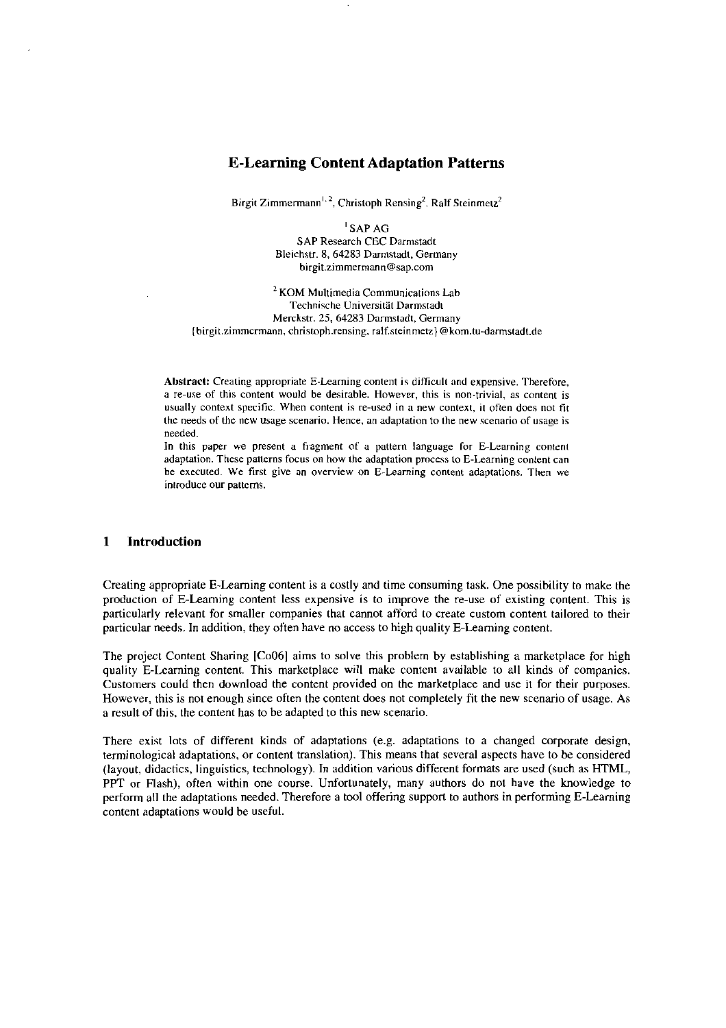# E-Learning Content Adaptation Patterns

Birgit Zimmermann[1, 2], Christoph Rensing[2], Ralf Steinmetz[2]

[1] SAP AG
SAP Research CEC Darmstadt
Bleichstr. 8, 64283 Darmstadt, Germany
birgit.zimmermann@sap.com

[2] KOM Multimedia Communications Lab
Technische Universität Darmstadt
Merckstr. 25, 64283 Darmstadt, Germany
{birgit.zimmermann, christoph.rensing, ralf.steinmetz}@kom.tu-darmstadt.de

**Abstract:** Creating appropriate E-Learning content is difficult and expensive. Therefore, a re-use of this content would be desirable. However, this is non-trivial, as content is usually context specific. When content is re-used in a new context, it often does not fit the needs of the new usage scenario. Hence, an adaptation to the new scenario of usage is needed.

In this paper we present a fragment of a pattern language for E-Learning content adaptation. These patterns focus on how the adaptation process to E-Learning content can be executed. We first give an overview on E-Learning content adaptations. Then we introduce our patterns.

## 1 Introduction

Creating appropriate E-Learning content is a costly and time consuming task. One possibility to make the production of E-Learning content less expensive is to improve the re-use of existing content. This is particularly relevant for smaller companies that cannot afford to create custom content tailored to their particular needs. In addition, they often have no access to high quality E-Learning content.

The project Content Sharing [Co06] aims to solve this problem by establishing a marketplace for high quality E-Learning content. This marketplace will make content available to all kinds of companies. Customers could then download the content provided on the marketplace and use it for their purposes. However, this is not enough since often the content does not completely fit the new scenario of usage. As a result of this, the content has to be adapted to this new scenario.

There exist lots of different kinds of adaptations (e.g. adaptations to a changed corporate design, terminological adaptations, or content translation). This means that several aspects have to be considered (layout, didactics, linguistics, technology). In addition various different formats are used (such as HTML, PPT or Flash), often within one course. Unfortunately, many authors do not have the knowledge to perform all the adaptations needed. Therefore a tool offering support to authors in performing E-Learning content adaptations would be useful.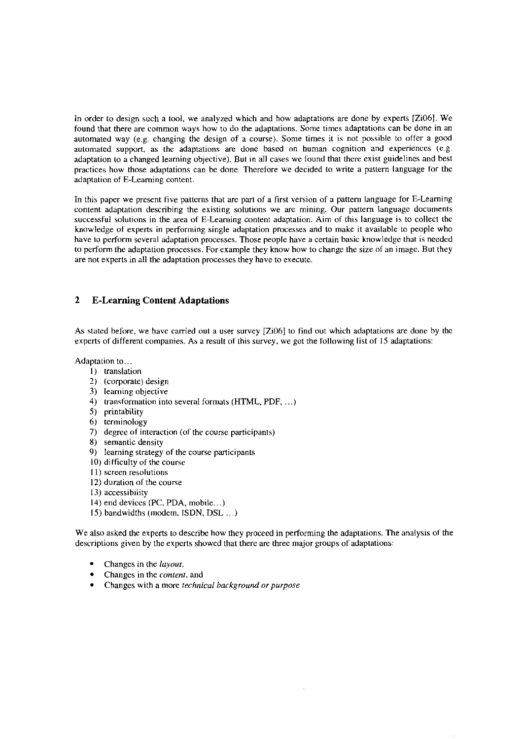In order to design such a tool, we analyzed which and how adaptations are done by experts [Zi06]. We found that there are common ways how to do the adaptations. Some times adaptations can be done in an automated way (e.g. changing the design of a course). Some times it is not possible to offer a good automated support, as the adaptations are done based on human cognition and experiences (e.g. adaptation to a changed learning objective). But in all cases we found that there exist guidelines and best practices how those adaptations can be done. Therefore we decided to write a pattern language for the adaptation of E-Learning content.

In this paper we present five patterns that are part of a first version of a pattern language for E-Learning content adaptation describing the existing solutions we are mining. Our pattern language documents successful solutions in the area of E-Learning content adaptation. Aim of this language is to collect the knowledge of experts in performing single adaptation processes and to make it available to people who have to perform several adaptation processes. Those people have a certain basic knowledge that is needed to perform the adaptation processes. For example they know how to change the size of an image. But they are not experts in all the adaptation processes they have to execute.

## 2 E-Learning Content Adaptations

As stated before, we have carried out a user survey [Zi06] to find out which adaptations are done by the experts of different companies. As a result of this survey, we got the following list of 15 adaptations:

Adaptation to…

1) translation
2) (corporate) design
3) learning objective
4) transformation into several formats (HTML, PDF, …)
5) printability
6) terminology
7) degree of interaction (of the course participants)
8) semantic density
9) learning strategy of the course participants
10) difficulty of the course
11) screen resolutions
12) duration of the course
13) accessibility
14) end devices (PC, PDA, mobile…)
15) bandwidths (modem, ISDN, DSL …)

We also asked the experts to describe how they proceed in performing the adaptations. The analysis of the descriptions given by the experts showed that there are three major groups of adaptations:

- Changes in the *layout*,
- Changes in the *content*, and
- Changes with a more *technical background or purpose*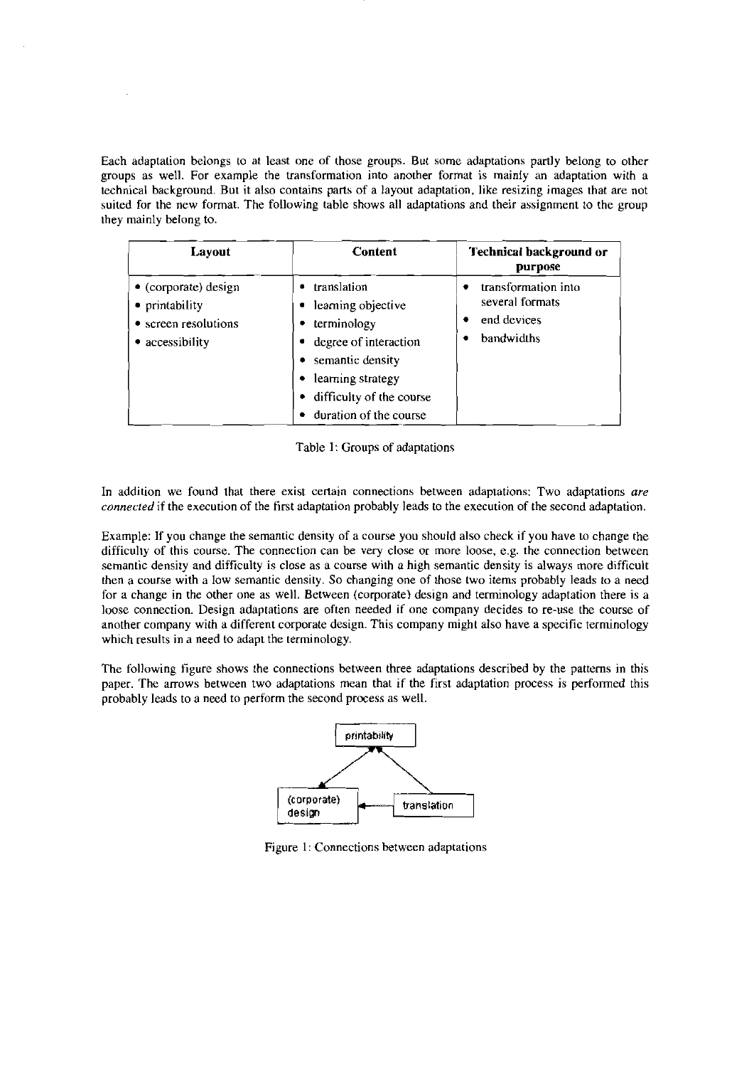Each adaptation belongs to at least one of those groups. But some adaptations partly belong to other groups as well. For example the transformation into another format is mainly an adaptation with a technical background. But it also contains parts of a layout adaptation, like resizing images that are not suited for the new format. The following table shows all adaptations and their assignment to the group they mainly belong to.

| Layout | Content | Technical background or purpose |
|---|---|---|
| • (corporate) design<br>• printability<br>• screen resolutions<br>• accessibility | • translation<br>• learning objective<br>• terminology<br>• degree of interaction<br>• semantic density<br>• learning strategy<br>• difficulty of the course<br>• duration of the course | • transformation into several formats<br>• end devices<br>• bandwidths |

Table 1: Groups of adaptations

In addition we found that there exist certain connections between adaptations: Two adaptations *are connected* if the execution of the first adaptation probably leads to the execution of the second adaptation.

Example: If you change the semantic density of a course you should also check if you have to change the difficulty of this course. The connection can be very close or more loose, e.g. the connection between semantic density and difficulty is close as a course with a high semantic density is always more difficult then a course with a low semantic density. So changing one of those two items probably leads to a need for a change in the other one as well. Between (corporate) design and terminology adaptation there is a loose connection. Design adaptations are often needed if one company decides to re-use the course of another company with a different corporate design. This company might also have a specific terminology which results in a need to adapt the terminology.

The following figure shows the connections between three adaptations described by the patterns in this paper. The arrows between two adaptations mean that if the first adaptation process is performed this probably leads to a need to perform the second process as well.

printability

(corporate) design

translation

Figure 1: Connections between adaptations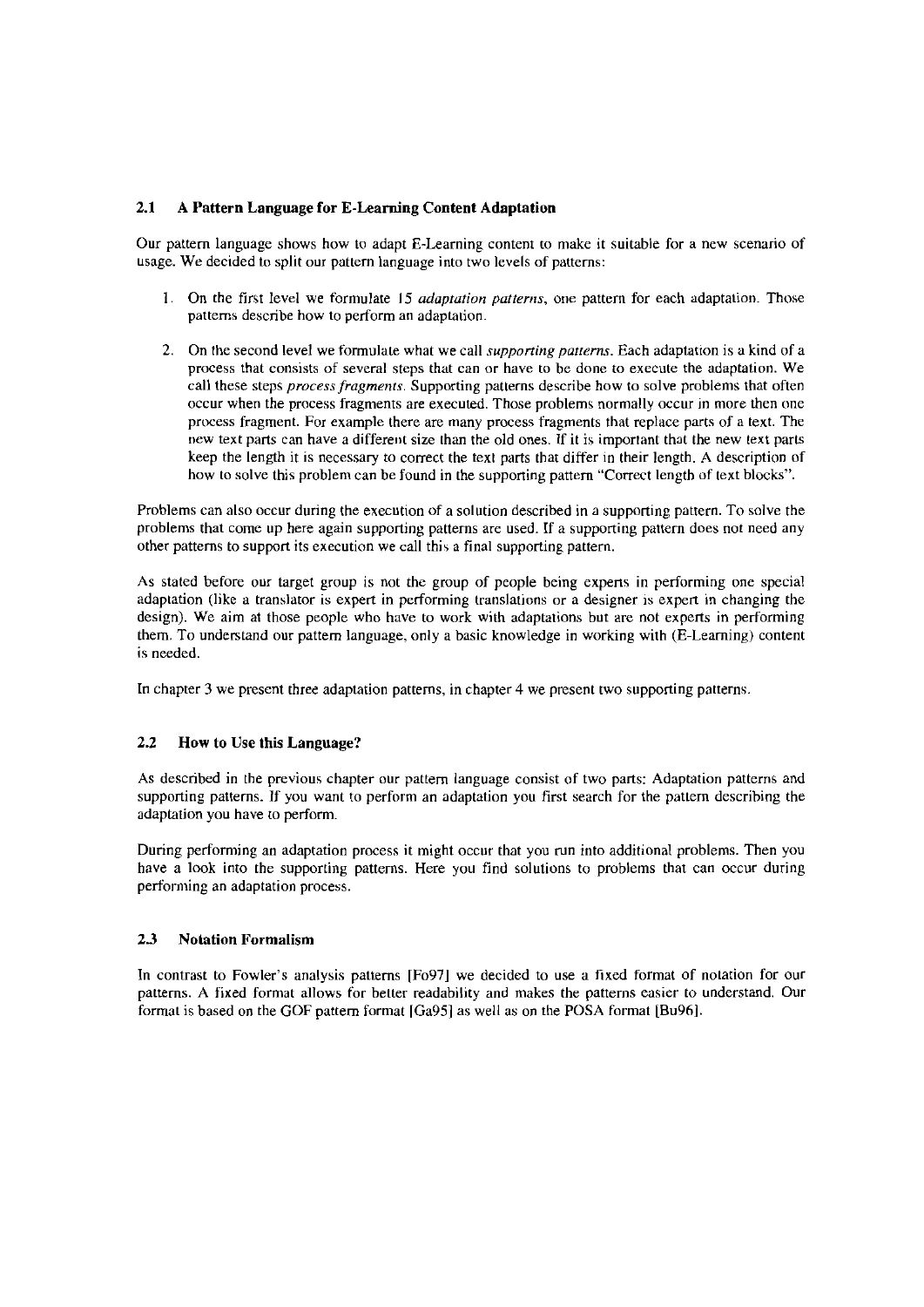### 2.1 A Pattern Language for E-Learning Content Adaptation

Our pattern language shows how to adapt E-Learning content to make it suitable for a new scenario of usage. We decided to split our pattern language into two levels of patterns:

1. On the first level we formulate 15 *adaptation patterns*, one pattern for each adaptation. Those patterns describe how to perform an adaptation.

2. On the second level we formulate what we call *supporting patterns*. Each adaptation is a kind of a process that consists of several steps that can or have to be done to execute the adaptation. We call these steps *process fragments*. Supporting patterns describe how to solve problems that often occur when the process fragments are executed. Those problems normally occur in more then one process fragment. For example there are many process fragments that replace parts of a text. The new text parts can have a different size than the old ones. If it is important that the new text parts keep the length it is necessary to correct the text parts that differ in their length. A description of how to solve this problem can be found in the supporting pattern "Correct length of text blocks".

Problems can also occur during the execution of a solution described in a supporting pattern. To solve the problems that come up here again supporting patterns are used. If a supporting pattern does not need any other patterns to support its execution we call this a final supporting pattern.

As stated before our target group is not the group of people being experts in performing one special adaptation (like a translator is expert in performing translations or a designer is expert in changing the design). We aim at those people who have to work with adaptations but are not experts in performing them. To understand our pattern language, only a basic knowledge in working with (E-Learning) content is needed.

In chapter 3 we present three adaptation patterns, in chapter 4 we present two supporting patterns.

### 2.2 How to Use this Language?

As described in the previous chapter our pattern language consist of two parts: Adaptation patterns and supporting patterns. If you want to perform an adaptation you first search for the pattern describing the adaptation you have to perform.

During performing an adaptation process it might occur that you run into additional problems. Then you have a look into the supporting patterns. Here you find solutions to problems that can occur during performing an adaptation process.

### 2.3 Notation Formalism

In contrast to Fowler's analysis patterns [Fo97] we decided to use a fixed format of notation for our patterns. A fixed format allows for better readability and makes the patterns easier to understand. Our format is based on the GOF pattern format [Ga95] as well as on the POSA format [Bu96].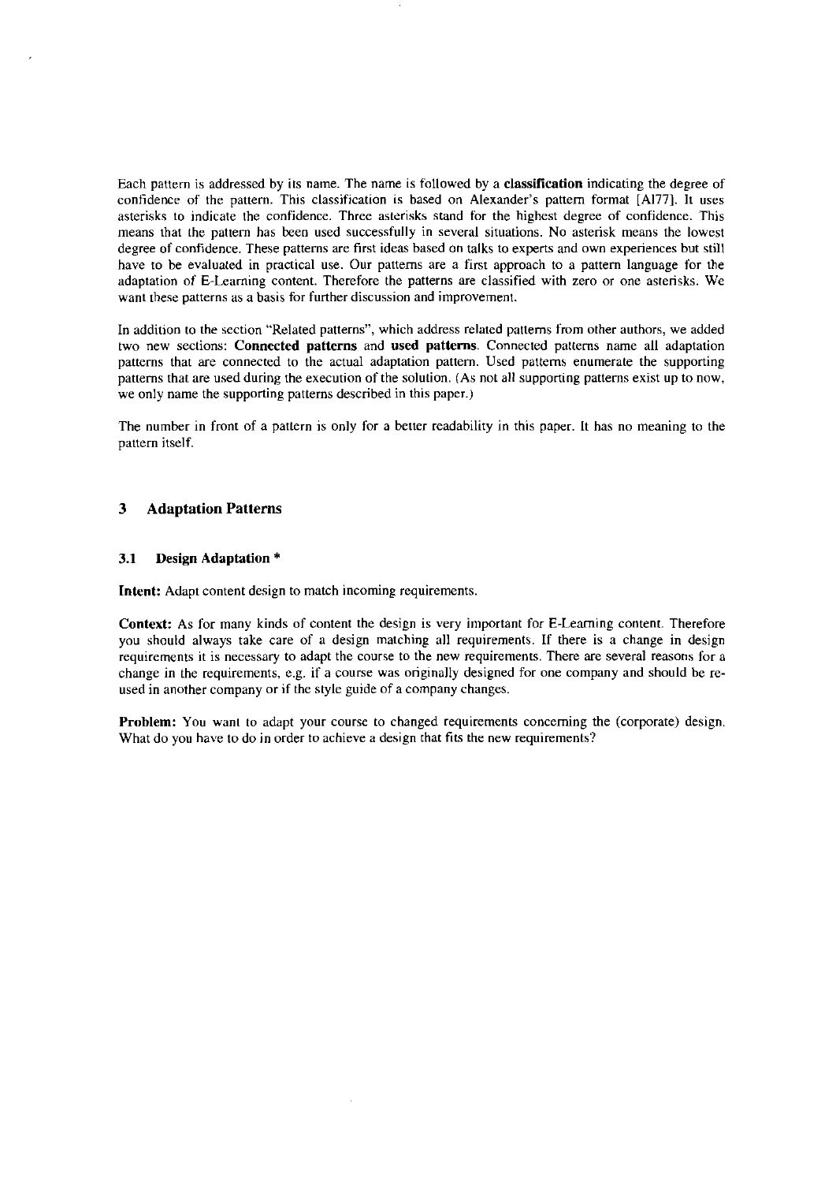Each pattern is addressed by its name. The name is followed by a **classification** indicating the degree of confidence of the pattern. This classification is based on Alexander's pattern format [Al77]. It uses asterisks to indicate the confidence. Three asterisks stand for the highest degree of confidence. This means that the pattern has been used successfully in several situations. No asterisk means the lowest degree of confidence. These patterns are first ideas based on talks to experts and own experiences but still have to be evaluated in practical use. Our patterns are a first approach to a pattern language for the adaptation of E-Learning content. Therefore the patterns are classified with zero or one asterisks. We want these patterns as a basis for further discussion and improvement.

In addition to the section "Related patterns", which address related patterns from other authors, we added two new sections: **Connected patterns** and **used patterns**. Connected patterns name all adaptation patterns that are connected to the actual adaptation pattern. Used patterns enumerate the supporting patterns that are used during the execution of the solution. (As not all supporting patterns exist up to now, we only name the supporting patterns described in this paper.)

The number in front of a pattern is only for a better readability in this paper. It has no meaning to the pattern itself.

## 3 Adaptation Patterns

### 3.1 Design Adaptation *

**Intent:** Adapt content design to match incoming requirements.

**Context:** As for many kinds of content the design is very important for E-Learning content. Therefore you should always take care of a design matching all requirements. If there is a change in design requirements it is necessary to adapt the course to the new requirements. There are several reasons for a change in the requirements, e.g. if a course was originally designed for one company and should be re-used in another company or if the style guide of a company changes.

**Problem:** You want to adapt your course to changed requirements concerning the (corporate) design. What do you have to do in order to achieve a design that fits the new requirements?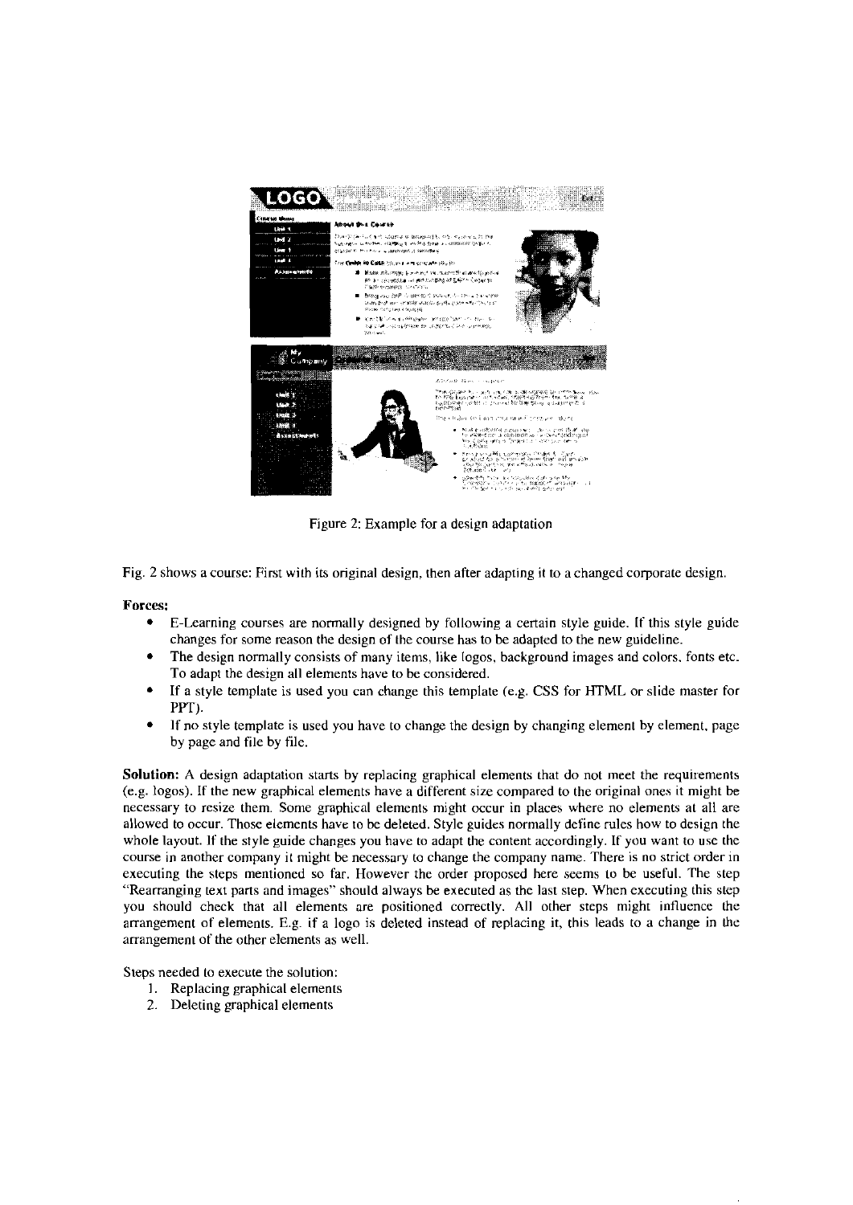Figure 2: Example for a design adaptation

Fig. 2 shows a course: First with its original design, then after adapting it to a changed corporate design.

**Forces:**

- E-Learning courses are normally designed by following a certain style guide. If this style guide changes for some reason the design of the course has to be adapted to the new guideline.
- The design normally consists of many items, like logos, background images and colors, fonts etc. To adapt the design all elements have to be considered.
- If a style template is used you can change this template (e.g. CSS for HTML or slide master for PPT).
- If no style template is used you have to change the design by changing element by element, page by page and file by file.

**Solution:** A design adaptation starts by replacing graphical elements that do not meet the requirements (e.g. logos). If the new graphical elements have a different size compared to the original ones it might be necessary to resize them. Some graphical elements might occur in places where no elements at all are allowed to occur. Those elements have to be deleted. Style guides normally define rules how to design the whole layout. If the style guide changes you have to adapt the content accordingly. If you want to use the course in another company it might be necessary to change the company name. There is no strict order in executing the steps mentioned so far. However the order proposed here seems to be useful. The step "Rearranging text parts and images" should always be executed as the last step. When executing this step you should check that all elements are positioned correctly. All other steps might influence the arrangement of elements. E.g. if a logo is deleted instead of replacing it, this leads to a change in the arrangement of the other elements as well.

Steps needed to execute the solution:

1. Replacing graphical elements
2. Deleting graphical elements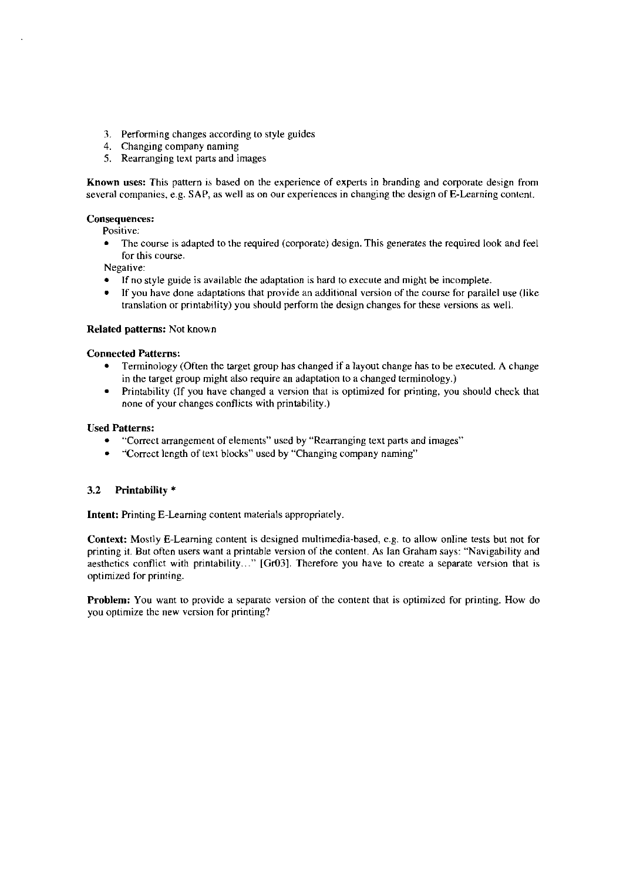3. Performing changes according to style guides
4. Changing company naming
5. Rearranging text parts and images

**Known uses:** This pattern is based on the experience of experts in branding and corporate design from several companies, e.g. SAP, as well as on our experiences in changing the design of E-Learning content.

**Consequences:**

Positive:

- The course is adapted to the required (corporate) design. This generates the required look and feel for this course.

Negative:

- If no style guide is available the adaptation is hard to execute and might be incomplete.
- If you have done adaptations that provide an additional version of the course for parallel use (like translation or printability) you should perform the design changes for these versions as well.

**Related patterns:** Not known

**Connected Patterns:**

- Terminology (Often the target group has changed if a layout change has to be executed. A change in the target group might also require an adaptation to a changed terminology.)
- Printability (If you have changed a version that is optimized for printing, you should check that none of your changes conflicts with printability.)

**Used Patterns:**

- "Correct arrangement of elements" used by "Rearranging text parts and images"
- "Correct length of text blocks" used by "Changing company naming"

### 3.2 Printability *

**Intent:** Printing E-Learning content materials appropriately.

**Context:** Mostly E-Learning content is designed multimedia-based, e.g. to allow online tests but not for printing it. But often users want a printable version of the content. As Ian Graham says: "Navigability and aesthetics conflict with printability…" [Gr03]. Therefore you have to create a separate version that is optimized for printing.

**Problem:** You want to provide a separate version of the content that is optimized for printing. How do you optimize the new version for printing?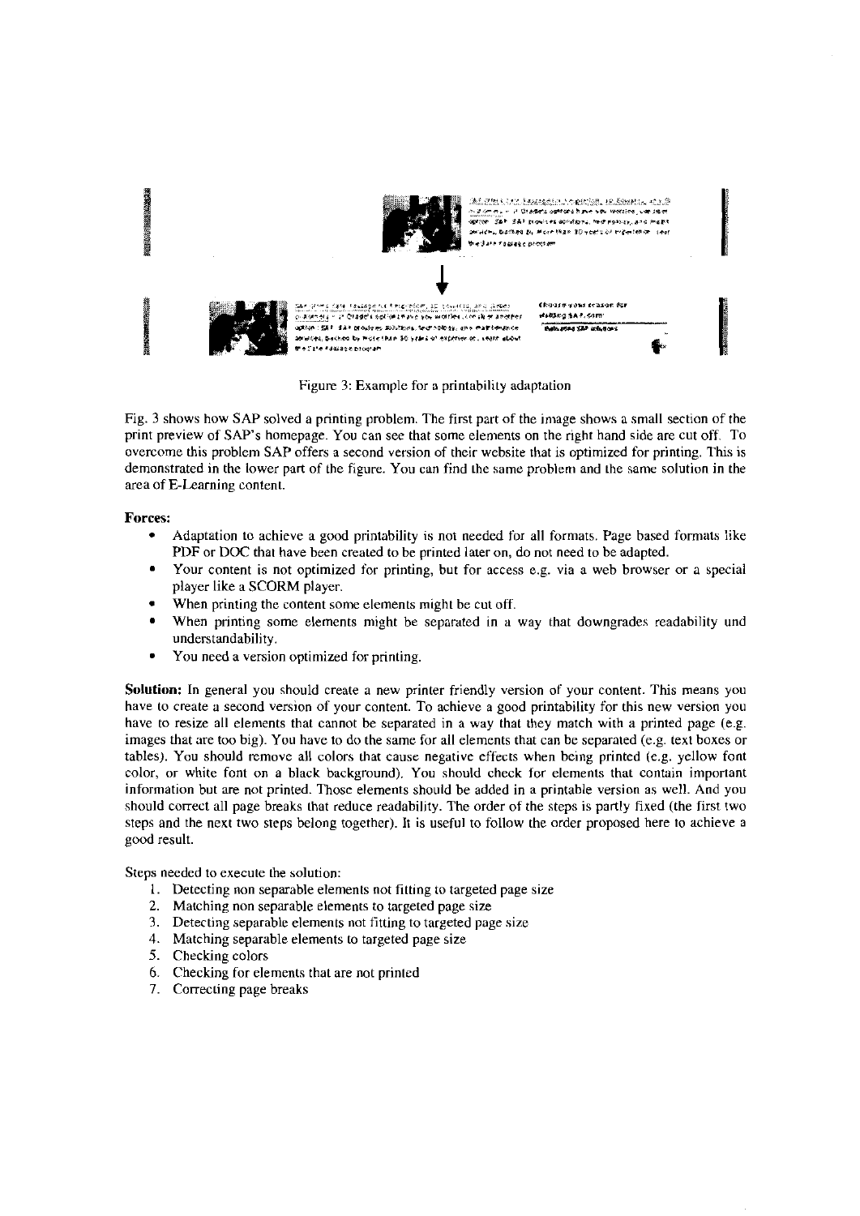Figure 3: Example for a printability adaptation

Fig. 3 shows how SAP solved a printing problem. The first part of the image shows a small section of the print preview of SAP's homepage. You can see that some elements on the right hand side are cut off. To overcome this problem SAP offers a second version of their website that is optimized for printing. This is demonstrated in the lower part of the figure. You can find the same problem and the same solution in the area of E-Learning content.

**Forces:**

- Adaptation to achieve a good printability is not needed for all formats. Page based formats like PDF or DOC that have been created to be printed later on, do not need to be adapted.
- Your content is not optimized for printing, but for access e.g. via a web browser or a special player like a SCORM player.
- When printing the content some elements might be cut off.
- When printing some elements might be separated in a way that downgrades readability und understandability.
- You need a version optimized for printing.

**Solution:** In general you should create a new printer friendly version of your content. This means you have to create a second version of your content. To achieve a good printability for this new version you have to resize all elements that cannot be separated in a way that they match with a printed page (e.g. images that are too big). You have to do the same for all elements that can be separated (e.g. text boxes or tables). You should remove all colors that cause negative effects when being printed (e.g. yellow font color, or white font on a black background). You should check for elements that contain important information but are not printed. Those elements should be added in a printable version as well. And you should correct all page breaks that reduce readability. The order of the steps is partly fixed (the first two steps and the next two steps belong together). It is useful to follow the order proposed here to achieve a good result.

Steps needed to execute the solution:

1. Detecting non separable elements not fitting to targeted page size
2. Matching non separable elements to targeted page size
3. Detecting separable elements not fitting to targeted page size
4. Matching separable elements to targeted page size
5. Checking colors
6. Checking for elements that are not printed
7. Correcting page breaks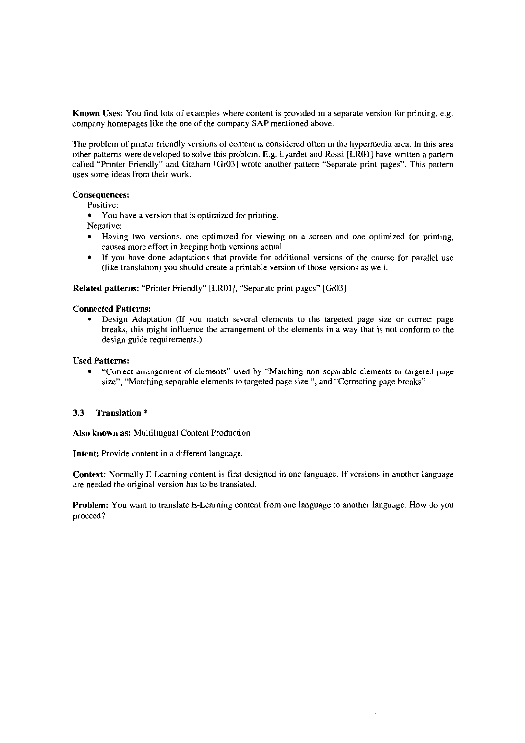**Known Uses:** You find lots of examples where content is provided in a separate version for printing, e.g. company homepages like the one of the company SAP mentioned above.

The problem of printer friendly versions of content is considered often in the hypermedia area. In this area other patterns were developed to solve this problem. E.g. Lyardet and Rossi [LR01] have written a pattern called "Printer Friendly" and Graham [Gr03] wrote another pattern "Separate print pages". This pattern uses some ideas from their work.

**Consequences:**

Positive:

- You have a version that is optimized for printing.

Negative:

- Having two versions, one optimized for viewing on a screen and one optimized for printing, causes more effort in keeping both versions actual.
- If you have done adaptations that provide for additional versions of the course for parallel use (like translation) you should create a printable version of those versions as well.

**Related patterns:** "Printer Friendly" [LR01], "Separate print pages" [Gr03]

**Connected Patterns:**

- Design Adaptation (If you match several elements to the targeted page size or correct page breaks, this might influence the arrangement of the elements in a way that is not conform to the design guide requirements.)

**Used Patterns:**

- "Correct arrangement of elements" used by "Matching non separable elements to targeted page size", "Matching separable elements to targeted page size ", and "Correcting page breaks"

### 3.3 Translation *

**Also known as:** Multilingual Content Production

**Intent:** Provide content in a different language.

**Context:** Normally E-Learning content is first designed in one language. If versions in another language are needed the original version has to be translated.

**Problem:** You want to translate E-Learning content from one language to another language. How do you proceed?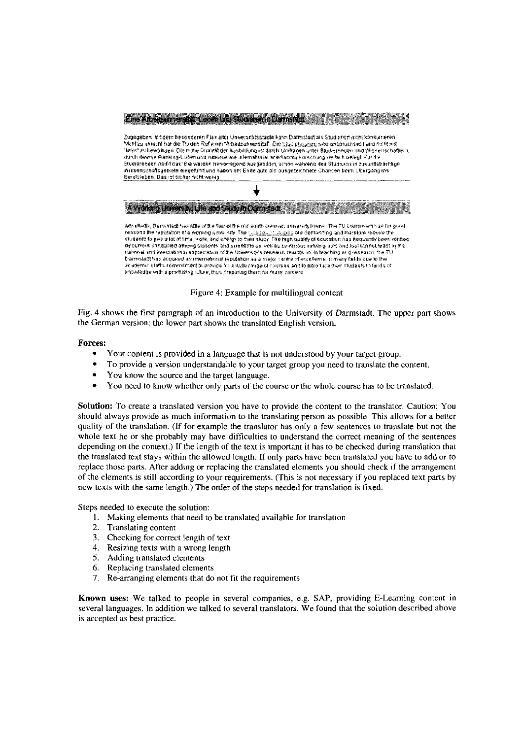Figure 4: Example for multilingual content

Fig. 4 shows the first paragraph of an introduction to the University of Darmstadt. The upper part shows the German version; the lower part shows the translated English version.

**Forces:**

- Your content is provided in a language that is not understood by your target group.
- To provide a version understandable to your target group you need to translate the content.
- You know the source and the target language.
- You need to know whether only parts of the course or the whole course has to be translated.

**Solution:** To create a translated version you have to provide the content to the translator. Caution: You should always provide as much information to the translating person as possible. This allows for a better quality of the translation. (If for example the translator has only a few sentences to translate but not the whole text he or she probably may have difficulties to understand the correct meaning of the sentences depending on the context.) If the length of the text is important it has to be checked during translation that the translated text stays within the allowed length. If only parts have been translated you have to add or to replace those parts. After adding or replacing the translated elements you should check if the arrangement of the elements is still according to your requirements. (This is not necessary if you replaced text parts by new texts with the same length.) The order of the steps needed for translation is fixed.

Steps needed to execute the solution:

1. Making elements that need to be translated available for translation
2. Translating content
3. Checking for correct length of text
4. Resizing texts with a wrong length
5. Adding translated elements
6. Replacing translated elements
7. Re-arranging elements that do not fit the requirements

**Known uses:** We talked to people in several companies, e.g. SAP, providing E-Learning content in several languages. In addition we talked to several translators. We found that the solution described above is accepted as best practice.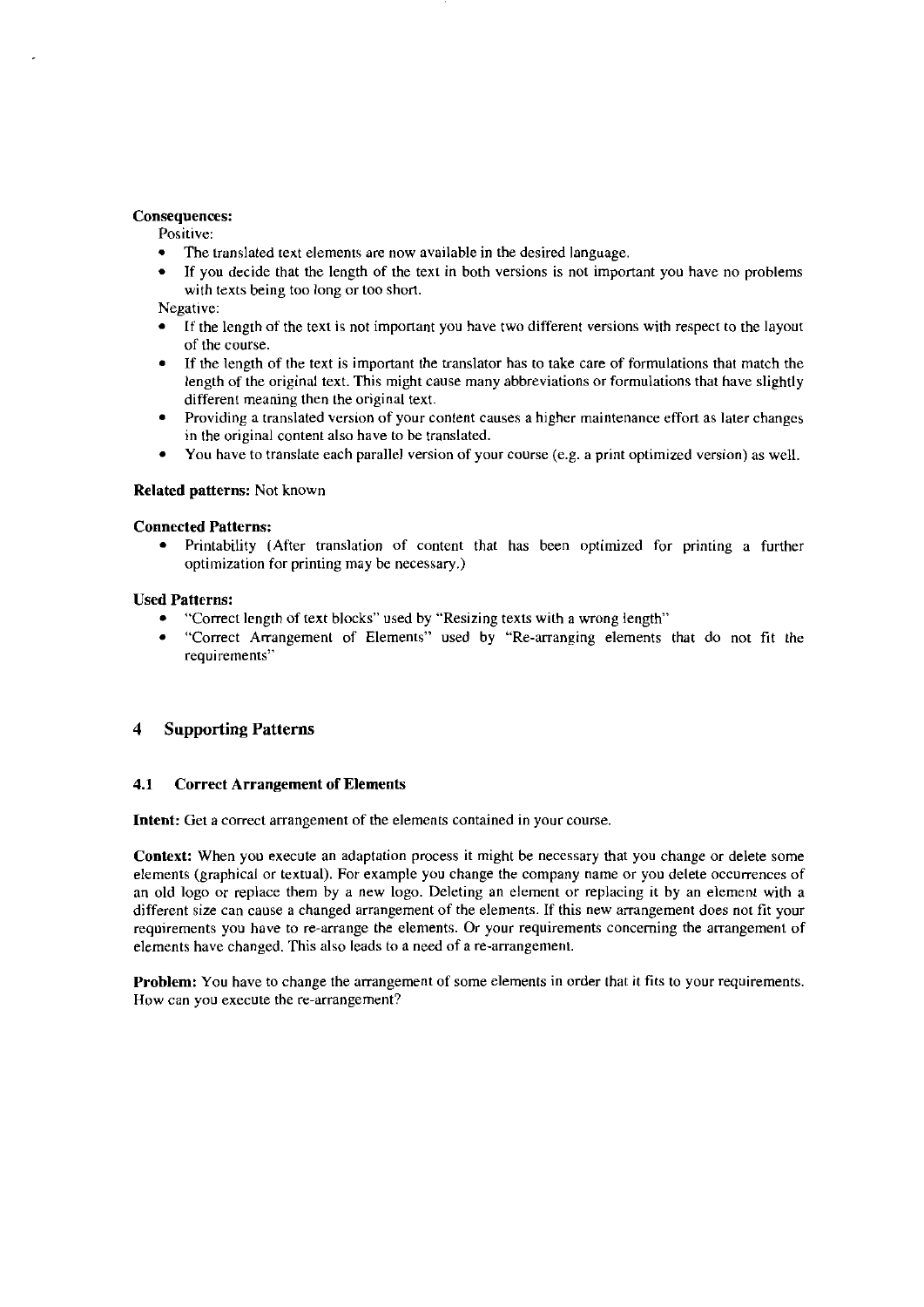**Consequences:**

Positive:

- The translated text elements are now available in the desired language.
- If you decide that the length of the text in both versions is not important you have no problems with texts being too long or too short.

Negative:

- If the length of the text is not important you have two different versions with respect to the layout of the course.
- If the length of the text is important the translator has to take care of formulations that match the length of the original text. This might cause many abbreviations or formulations that have slightly different meaning then the original text.
- Providing a translated version of your content causes a higher maintenance effort as later changes in the original content also have to be translated.
- You have to translate each parallel version of your course (e.g. a print optimized version) as well.

**Related patterns:** Not known

**Connected Patterns:**

- Printability (After translation of content that has been optimized for printing a further optimization for printing may be necessary.)

**Used Patterns:**

- "Correct length of text blocks" used by "Resizing texts with a wrong length"
- "Correct Arrangement of Elements" used by "Re-arranging elements that do not fit the requirements"

## 4 Supporting Patterns

### 4.1 Correct Arrangement of Elements

**Intent:** Get a correct arrangement of the elements contained in your course.

**Context:** When you execute an adaptation process it might be necessary that you change or delete some elements (graphical or textual). For example you change the company name or you delete occurrences of an old logo or replace them by a new logo. Deleting an element or replacing it by an element with a different size can cause a changed arrangement of the elements. If this new arrangement does not fit your requirements you have to re-arrange the elements. Or your requirements concerning the arrangement of elements have changed. This also leads to a need of a re-arrangement.

**Problem:** You have to change the arrangement of some elements in order that it fits to your requirements. How can you execute the re-arrangement?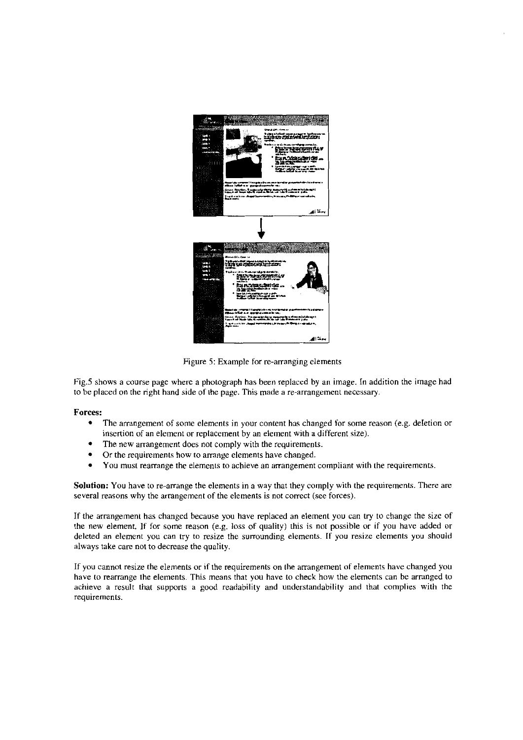Figure 5: Example for re-arranging elements

Fig.5 shows a course page where a photograph has been replaced by an image. In addition the image had to be placed on the right hand side of the page. This made a re-arrangement necessary.

**Forces:**

- The arrangement of some elements in your content has changed for some reason (e.g. deletion or insertion of an element or replacement by an element with a different size).
- The new arrangement does not comply with the requirements.
- Or the requirements how to arrange elements have changed.
- You must rearrange the elements to achieve an arrangement compliant with the requirements.

**Solution:** You have to re-arrange the elements in a way that they comply with the requirements. There are several reasons why the arrangement of the elements is not correct (see forces).

If the arrangement has changed because you have replaced an element you can try to change the size of the new element. If for some reason (e.g. loss of quality) this is not possible or if you have added or deleted an element you can try to resize the surrounding elements. If you resize elements you should always take care not to decrease the quality.

If you cannot resize the elements or if the requirements on the arrangement of elements have changed you have to rearrange the elements. This means that you have to check how the elements can be arranged to achieve a result that supports a good readability and understandability and that complies with the requirements.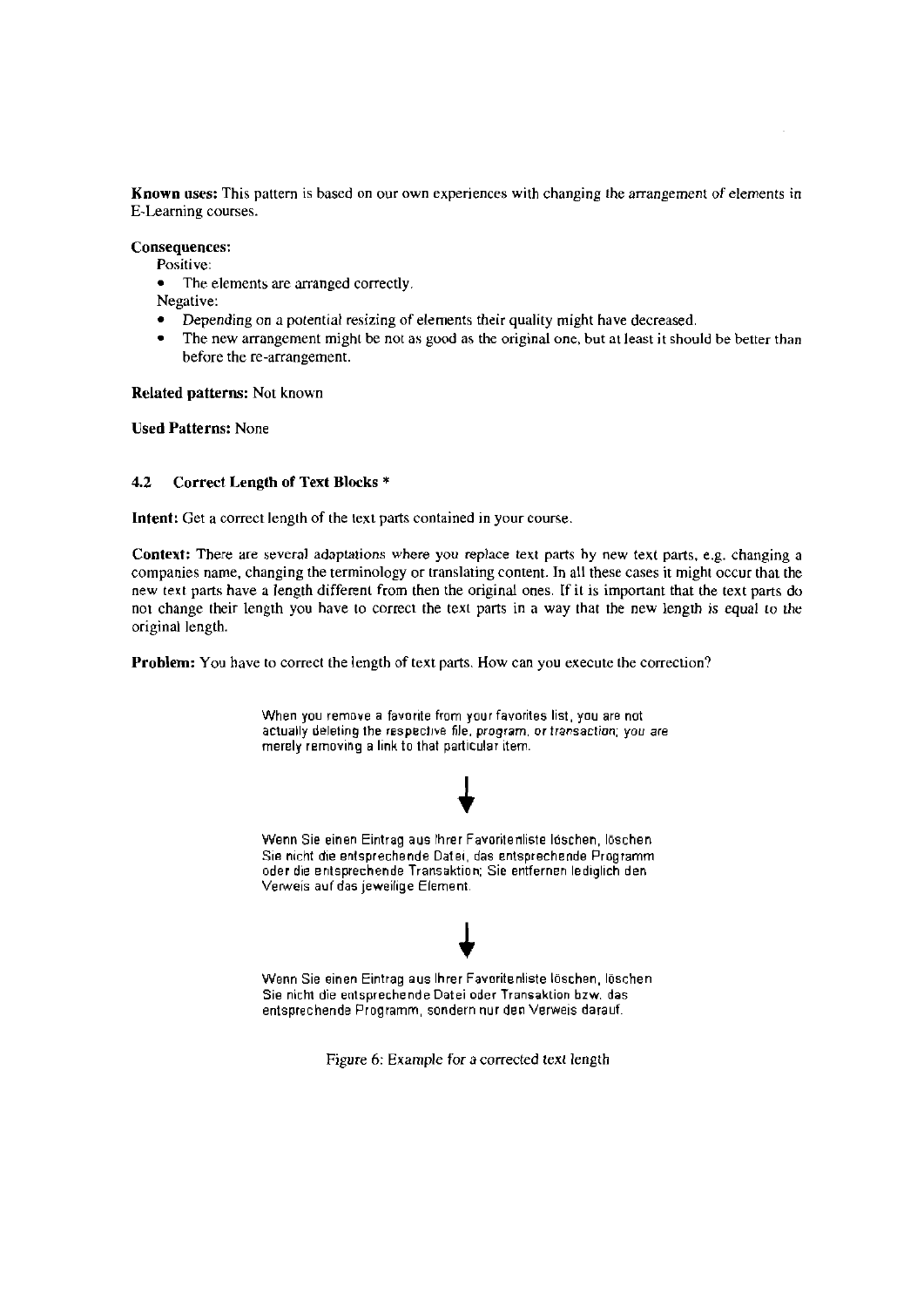**Known uses:** This pattern is based on our own experiences with changing the arrangement of elements in E-Learning courses.

**Consequences:**

Positive:

- The elements are arranged correctly.

Negative:

- Depending on a potential resizing of elements their quality might have decreased.
- The new arrangement might be not as good as the original one, but at least it should be better than before the re-arrangement.

**Related patterns:** Not known

**Used Patterns:** None

### 4.2 Correct Length of Text Blocks *

**Intent:** Get a correct length of the text parts contained in your course.

**Context:** There are several adaptations where you replace text parts by new text parts, e.g. changing a companies name, changing the terminology or translating content. In all these cases it might occur that the new text parts have a length different from then the original ones. If it is important that the text parts do not change their length you have to correct the text parts in a way that the new length is equal to the original length.

**Problem:** You have to correct the length of text parts. How can you execute the correction?

When you remove a favorite from your favorites list, you are not actually deleting the respective file, program, or transaction; you are merely removing a link to that particular item.

↓

Wenn Sie einen Eintrag aus Ihrer Favoritenliste löschen, löschen Sie nicht die entsprechende Datei, das entsprechende Programm oder die entsprechende Transaktion; Sie entfernen lediglich den Verweis auf das jeweilige Element.

↓

Wenn Sie einen Eintrag aus Ihrer Favoritenliste löschen, löschen Sie nicht die entsprechende Datei oder Transaktion bzw. das entsprechende Programm, sondern nur den Verweis darauf.

Figure 6: Example for a corrected text length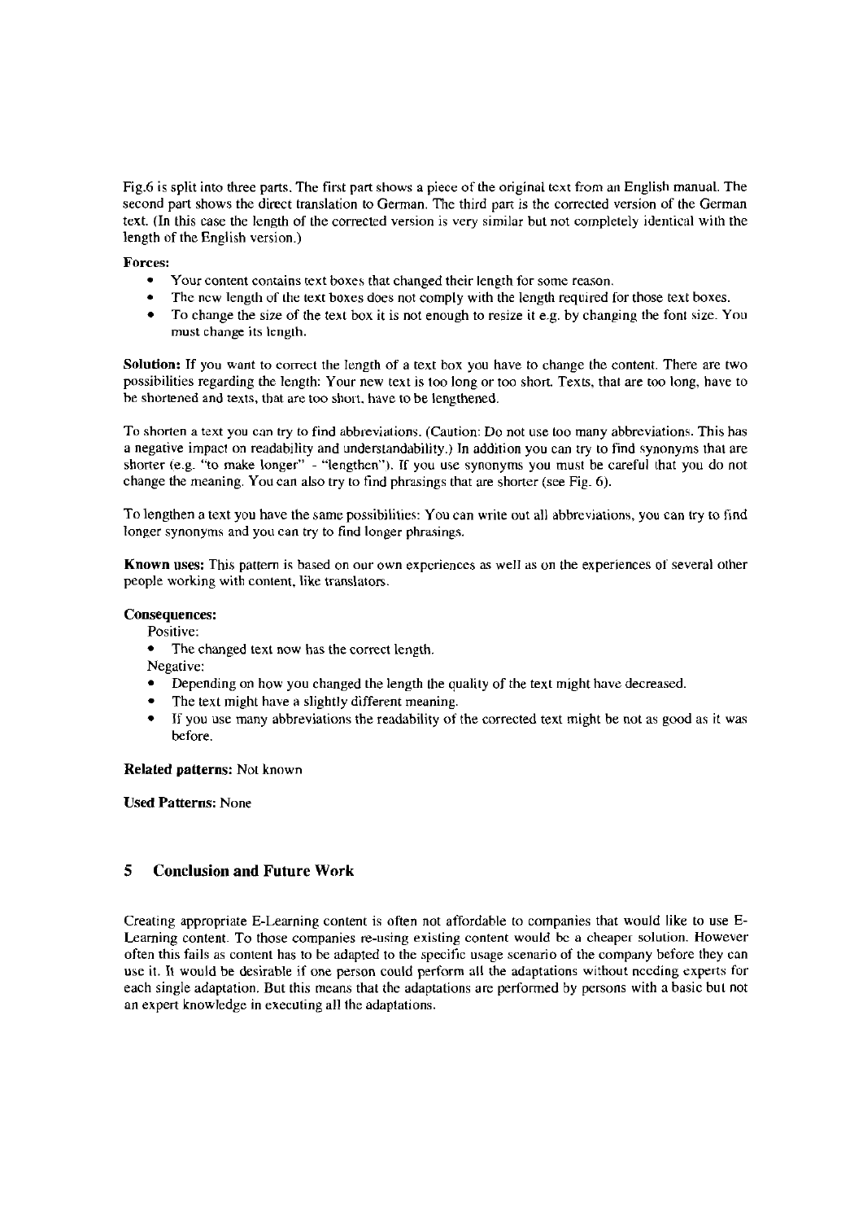Fig.6 is split into three parts. The first part shows a piece of the original text from an English manual. The second part shows the direct translation to German. The third part is the corrected version of the German text. (In this case the length of the corrected version is very similar but not completely identical with the length of the English version.)

**Forces:**

- Your content contains text boxes that changed their length for some reason.
- The new length of the text boxes does not comply with the length required for those text boxes.
- To change the size of the text box it is not enough to resize it e.g. by changing the font size. You must change its length.

**Solution:** If you want to correct the length of a text box you have to change the content. There are two possibilities regarding the length: Your new text is too long or too short. Texts, that are too long, have to be shortened and texts, that are too short, have to be lengthened.

To shorten a text you can try to find abbreviations. (Caution: Do not use too many abbreviations. This has a negative impact on readability and understandability.) In addition you can try to find synonyms that are shorter (e.g. "to make longer" - "lengthen"). If you use synonyms you must be careful that you do not change the meaning. You can also try to find phrasings that are shorter (see Fig. 6).

To lengthen a text you have the same possibilities: You can write out all abbreviations, you can try to find longer synonyms and you can try to find longer phrasings.

**Known uses:** This pattern is based on our own experiences as well as on the experiences of several other people working with content, like translators.

**Consequences:**

Positive:

- The changed text now has the correct length.

Negative:

- Depending on how you changed the length the quality of the text might have decreased.
- The text might have a slightly different meaning.
- If you use many abbreviations the readability of the corrected text might be not as good as it was before.

**Related patterns:** Not known

**Used Patterns:** None

## 5 Conclusion and Future Work

Creating appropriate E-Learning content is often not affordable to companies that would like to use E-Learning content. To those companies re-using existing content would be a cheaper solution. However often this fails as content has to be adapted to the specific usage scenario of the company before they can use it. It would be desirable if one person could perform all the adaptations without needing experts for each single adaptation. But this means that the adaptations are performed by persons with a basic but not an expert knowledge in executing all the adaptations.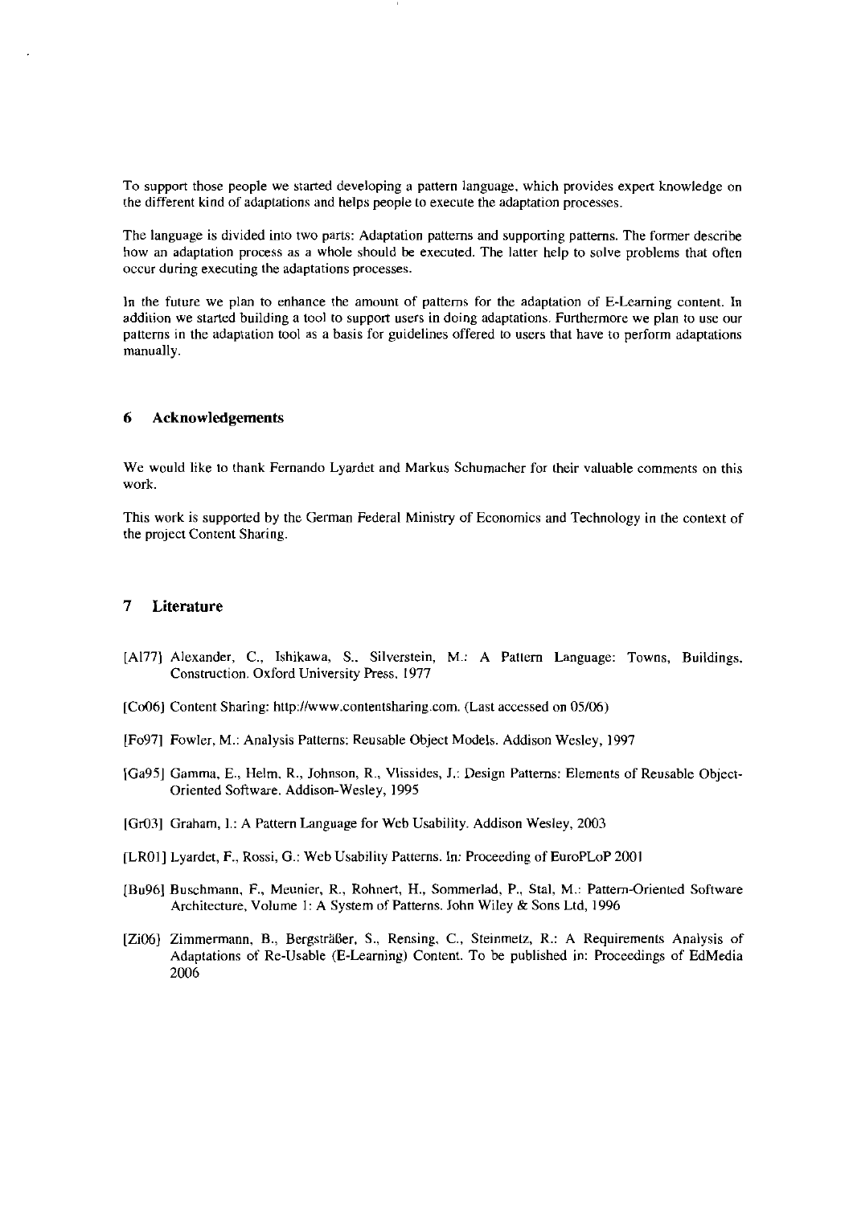To support those people we started developing a pattern language, which provides expert knowledge on the different kind of adaptations and helps people to execute the adaptation processes.

The language is divided into two parts: Adaptation patterns and supporting patterns. The former describe how an adaptation process as a whole should be executed. The latter help to solve problems that often occur during executing the adaptations processes.

In the future we plan to enhance the amount of patterns for the adaptation of E-Learning content. In addition we started building a tool to support users in doing adaptations. Furthermore we plan to use our patterns in the adaptation tool as a basis for guidelines offered to users that have to perform adaptations manually.

## 6 Acknowledgements

We would like to thank Fernando Lyardet and Markus Schumacher for their valuable comments on this work.

This work is supported by the German Federal Ministry of Economics and Technology in the context of the project Content Sharing.

## 7 Literature

[Al77] Alexander, C., Ishikawa, S., Silverstein, M.: A Pattern Language: Towns, Buildings, Construction. Oxford University Press, 1977

[Co06] Content Sharing: http://www.contentsharing.com. (Last accessed on 05/06)

[Fo97] Fowler, M.: Analysis Patterns: Reusable Object Models. Addison Wesley, 1997

[Ga95] Gamma, E., Helm, R., Johnson, R., Vlissides, J.: Design Patterns: Elements of Reusable Object-Oriented Software. Addison-Wesley, 1995

[Gr03] Graham, I.: A Pattern Language for Web Usability. Addison Wesley, 2003

[LR01] Lyardet, F., Rossi, G.: Web Usability Patterns. In: Proceeding of EuroPLoP 2001

[Bu96] Buschmann, F., Meunier, R., Rohnert, H., Sommerlad, P., Stal, M.: Pattern-Oriented Software Architecture, Volume 1: A System of Patterns. John Wiley & Sons Ltd, 1996

[Zi06] Zimmermann, B., Bergsträßer, S., Rensing, C., Steinmetz, R.: A Requirements Analysis of Adaptations of Re-Usable (E-Learning) Content. To be published in: Proceedings of EdMedia 2006